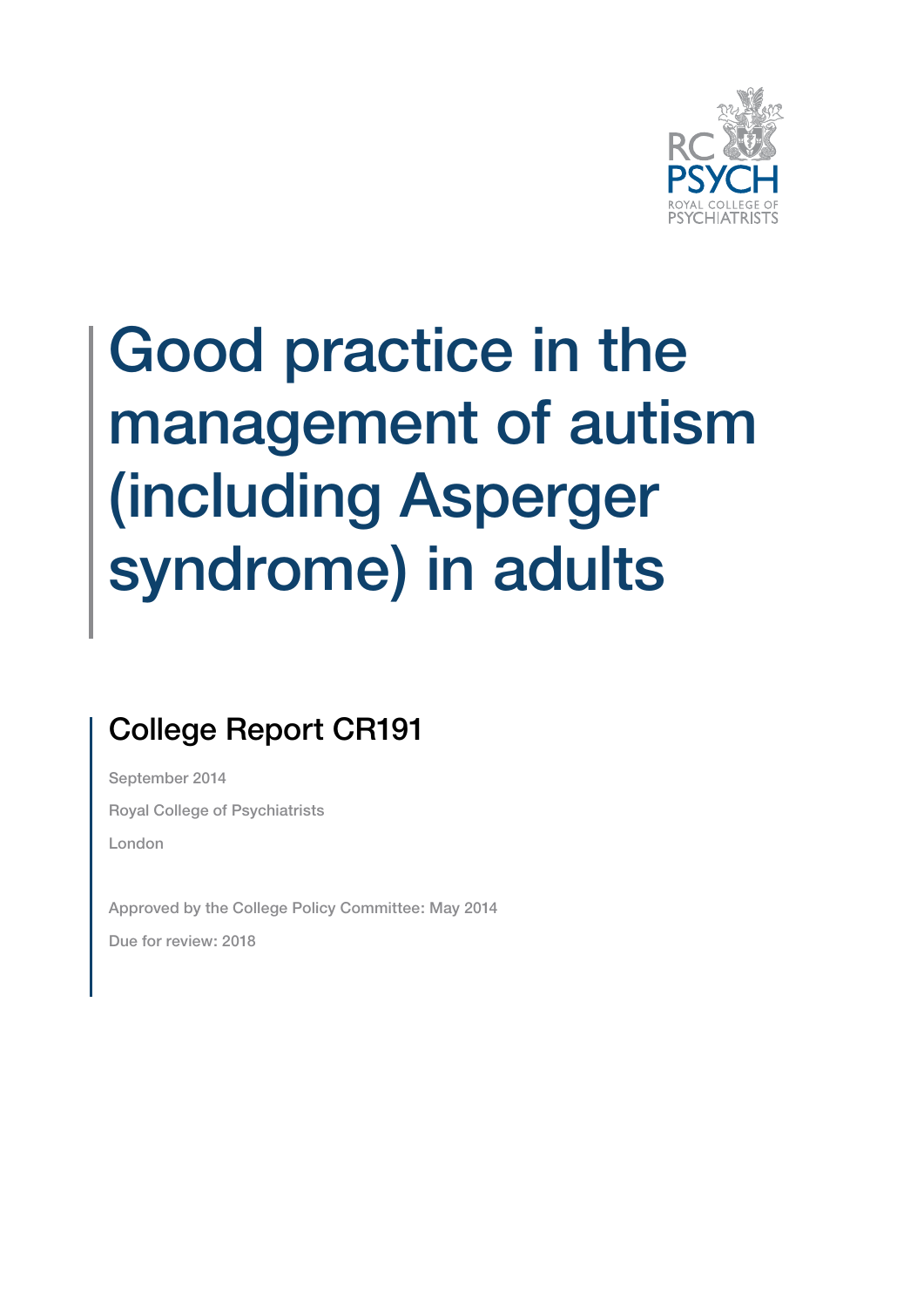RC PSYCH
ROYAL COLLEGE OF PSYCHIATRISTS

# Good practice in the management of autism (including Asperger syndrome) in adults

## College Report CR191

September 2014

Royal College of Psychiatrists

London

Approved by the College Policy Committee: May 2014

Due for review: 2018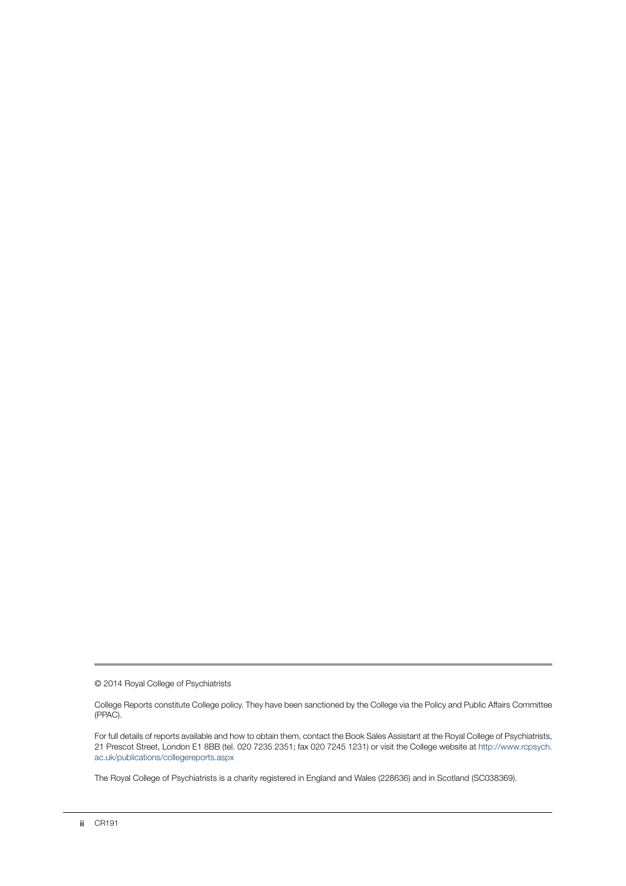© 2014 Royal College of Psychiatrists

College Reports constitute College policy. They have been sanctioned by the College via the Policy and Public Affairs Committee (PPAC).

For full details of reports available and how to obtain them, contact the Book Sales Assistant at the Royal College of Psychiatrists, 21 Prescot Street, London E1 8BB (tel. 020 7235 2351; fax 020 7245 1231) or visit the College website at http://www.rcpsych.ac.uk/publications/collegereports.aspx

The Royal College of Psychiatrists is a charity registered in England and Wales (228636) and in Scotland (SC038369).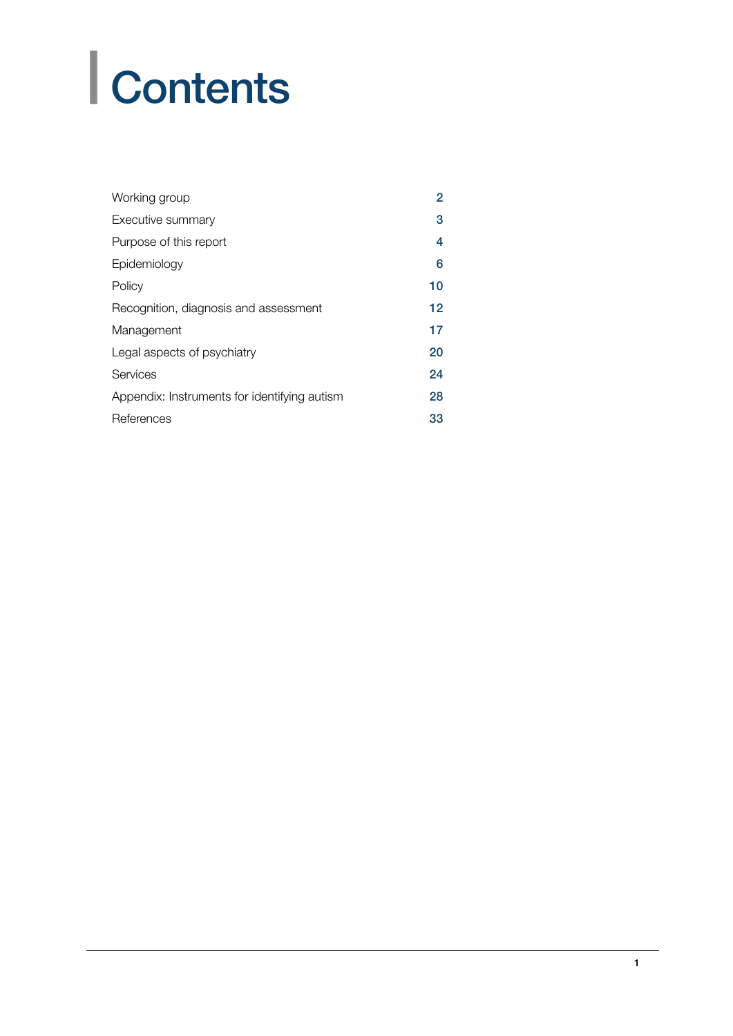# Contents

| | |
|---|---|
| Working group | 2 |
| Executive summary | 3 |
| Purpose of this report | 4 |
| Epidemiology | 6 |
| Policy | 10 |
| Recognition, diagnosis and assessment | 12 |
| Management | 17 |
| Legal aspects of psychiatry | 20 |
| Services | 24 |
| Appendix: Instruments for identifying autism | 28 |
| References | 33 |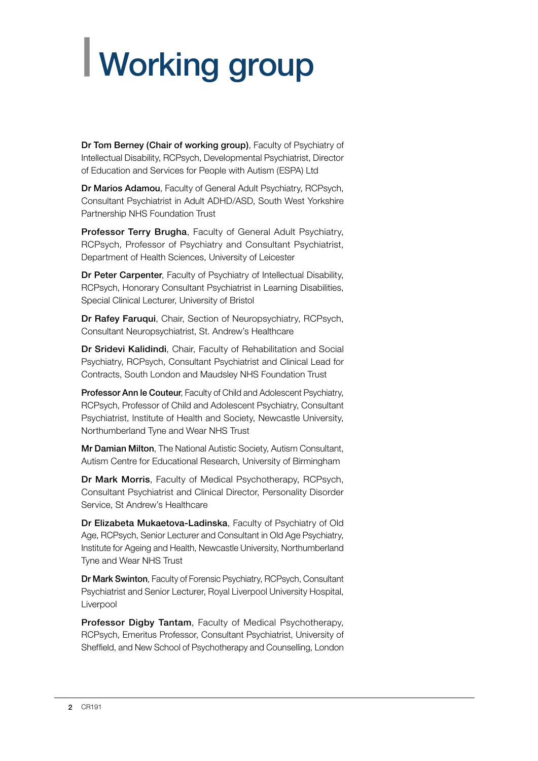# Working group

**Dr Tom Berney (Chair of working group)**, Faculty of Psychiatry of Intellectual Disability, RCPsych, Developmental Psychiatrist, Director of Education and Services for People with Autism (ESPA) Ltd

**Dr Marios Adamou**, Faculty of General Adult Psychiatry, RCPsych, Consultant Psychiatrist in Adult ADHD/ASD, South West Yorkshire Partnership NHS Foundation Trust

**Professor Terry Brugha**, Faculty of General Adult Psychiatry, RCPsych, Professor of Psychiatry and Consultant Psychiatrist, Department of Health Sciences, University of Leicester

**Dr Peter Carpenter**, Faculty of Psychiatry of Intellectual Disability, RCPsych, Honorary Consultant Psychiatrist in Learning Disabilities, Special Clinical Lecturer, University of Bristol

**Dr Rafey Faruqui**, Chair, Section of Neuropsychiatry, RCPsych, Consultant Neuropsychiatrist, St. Andrew's Healthcare

**Dr Sridevi Kalidindi**, Chair, Faculty of Rehabilitation and Social Psychiatry, RCPsych, Consultant Psychiatrist and Clinical Lead for Contracts, South London and Maudsley NHS Foundation Trust

**Professor Ann le Couteur**, Faculty of Child and Adolescent Psychiatry, RCPsych, Professor of Child and Adolescent Psychiatry, Consultant Psychiatrist, Institute of Health and Society, Newcastle University, Northumberland Tyne and Wear NHS Trust

**Mr Damian Milton**, The National Autistic Society, Autism Consultant, Autism Centre for Educational Research, University of Birmingham

**Dr Mark Morris**, Faculty of Medical Psychotherapy, RCPsych, Consultant Psychiatrist and Clinical Director, Personality Disorder Service, St Andrew's Healthcare

**Dr Elizabeta Mukaetova-Ladinska**, Faculty of Psychiatry of Old Age, RCPsych, Senior Lecturer and Consultant in Old Age Psychiatry, Institute for Ageing and Health, Newcastle University, Northumberland Tyne and Wear NHS Trust

**Dr Mark Swinton**, Faculty of Forensic Psychiatry, RCPsych, Consultant Psychiatrist and Senior Lecturer, Royal Liverpool University Hospital, Liverpool

**Professor Digby Tantam**, Faculty of Medical Psychotherapy, RCPsych, Emeritus Professor, Consultant Psychiatrist, University of Sheffield, and New School of Psychotherapy and Counselling, London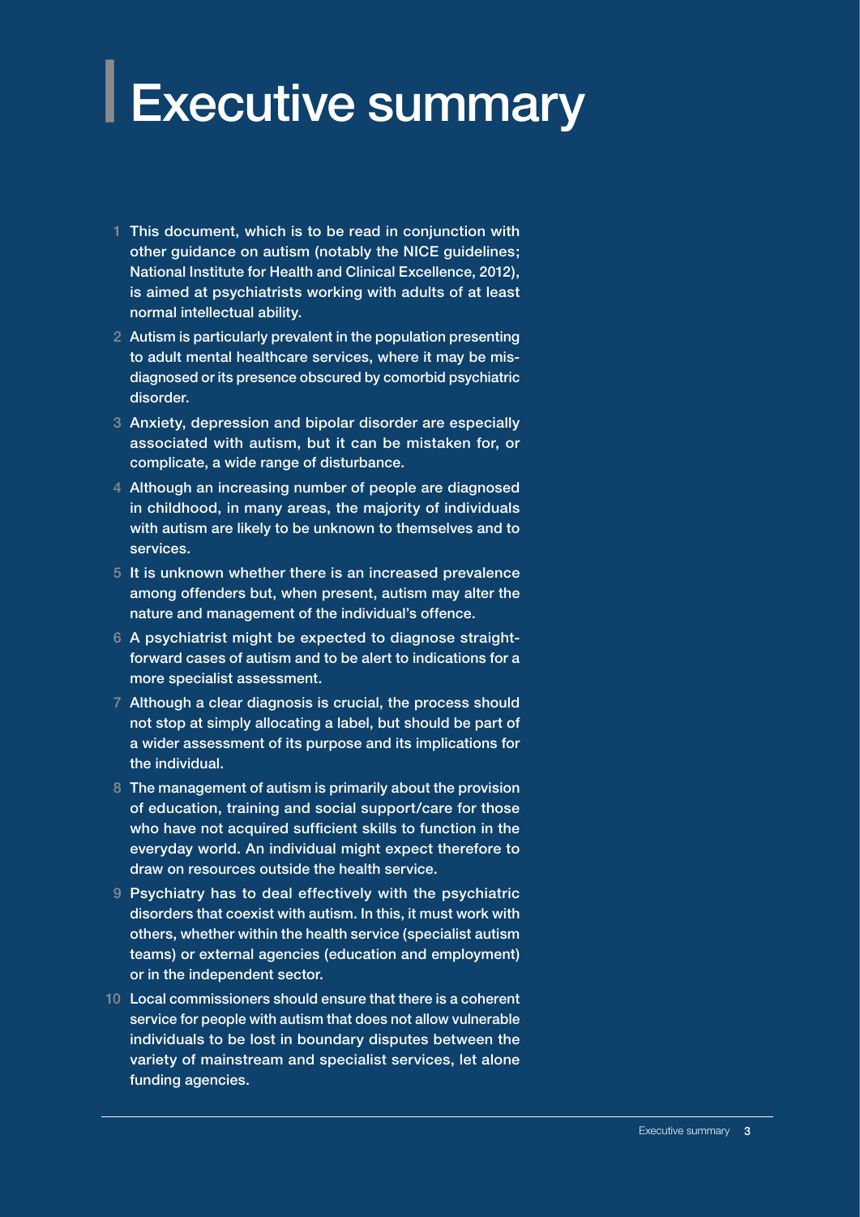# Executive summary

1. This document, which is to be read in conjunction with other guidance on autism (notably the NICE guidelines; National Institute for Health and Clinical Excellence, 2012), is aimed at psychiatrists working with adults of at least normal intellectual ability.
2. Autism is particularly prevalent in the population presenting to adult mental healthcare services, where it may be misdiagnosed or its presence obscured by comorbid psychiatric disorder.
3. Anxiety, depression and bipolar disorder are especially associated with autism, but it can be mistaken for, or complicate, a wide range of disturbance.
4. Although an increasing number of people are diagnosed in childhood, in many areas, the majority of individuals with autism are likely to be unknown to themselves and to services.
5. It is unknown whether there is an increased prevalence among offenders but, when present, autism may alter the nature and management of the individual's offence.
6. A psychiatrist might be expected to diagnose straightforward cases of autism and to be alert to indications for a more specialist assessment.
7. Although a clear diagnosis is crucial, the process should not stop at simply allocating a label, but should be part of a wider assessment of its purpose and its implications for the individual.
8. The management of autism is primarily about the provision of education, training and social support/care for those who have not acquired sufficient skills to function in the everyday world. An individual might expect therefore to draw on resources outside the health service.
9. Psychiatry has to deal effectively with the psychiatric disorders that coexist with autism. In this, it must work with others, whether within the health service (specialist autism teams) or external agencies (education and employment) or in the independent sector.
10. Local commissioners should ensure that there is a coherent service for people with autism that does not allow vulnerable individuals to be lost in boundary disputes between the variety of mainstream and specialist services, let alone funding agencies.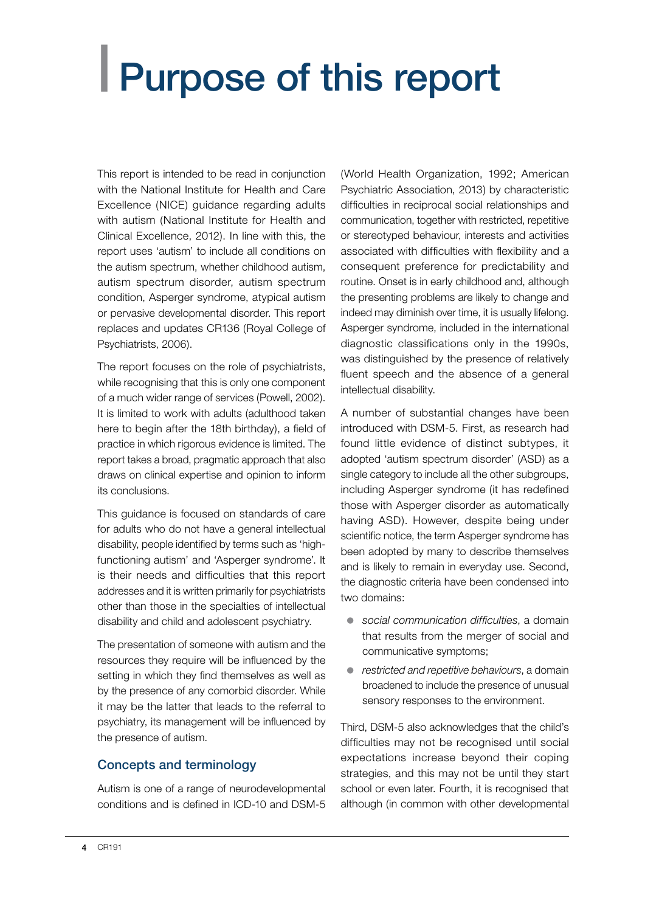# Purpose of this report

This report is intended to be read in conjunction with the National Institute for Health and Care Excellence (NICE) guidance regarding adults with autism (National Institute for Health and Clinical Excellence, 2012). In line with this, the report uses 'autism' to include all conditions on the autism spectrum, whether childhood autism, autism spectrum disorder, autism spectrum condition, Asperger syndrome, atypical autism or pervasive developmental disorder. This report replaces and updates CR136 (Royal College of Psychiatrists, 2006).

The report focuses on the role of psychiatrists, while recognising that this is only one component of a much wider range of services (Powell, 2002). It is limited to work with adults (adulthood taken here to begin after the 18th birthday), a field of practice in which rigorous evidence is limited. The report takes a broad, pragmatic approach that also draws on clinical expertise and opinion to inform its conclusions.

This guidance is focused on standards of care for adults who do not have a general intellectual disability, people identified by terms such as 'high-functioning autism' and 'Asperger syndrome'. It is their needs and difficulties that this report addresses and it is written primarily for psychiatrists other than those in the specialties of intellectual disability and child and adolescent psychiatry.

The presentation of someone with autism and the resources they require will be influenced by the setting in which they find themselves as well as by the presence of any comorbid disorder. While it may be the latter that leads to the referral to psychiatry, its management will be influenced by the presence of autism.

## Concepts and terminology

Autism is one of a range of neurodevelopmental conditions and is defined in ICD-10 and DSM-5 (World Health Organization, 1992; American Psychiatric Association, 2013) by characteristic difficulties in reciprocal social relationships and communication, together with restricted, repetitive or stereotyped behaviour, interests and activities associated with difficulties with flexibility and a consequent preference for predictability and routine. Onset is in early childhood and, although the presenting problems are likely to change and indeed may diminish over time, it is usually lifelong. Asperger syndrome, included in the international diagnostic classifications only in the 1990s, was distinguished by the presence of relatively fluent speech and the absence of a general intellectual disability.

A number of substantial changes have been introduced with DSM-5. First, as research had found little evidence of distinct subtypes, it adopted 'autism spectrum disorder' (ASD) as a single category to include all the other subgroups, including Asperger syndrome (it has redefined those with Asperger disorder as automatically having ASD). However, despite being under scientific notice, the term Asperger syndrome has been adopted by many to describe themselves and is likely to remain in everyday use. Second, the diagnostic criteria have been condensed into two domains:

- *social communication difficulties*, a domain that results from the merger of social and communicative symptoms;
- *restricted and repetitive behaviours*, a domain broadened to include the presence of unusual sensory responses to the environment.

Third, DSM-5 also acknowledges that the child's difficulties may not be recognised until social expectations increase beyond their coping strategies, and this may not be until they start school or even later. Fourth, it is recognised that although (in common with other developmental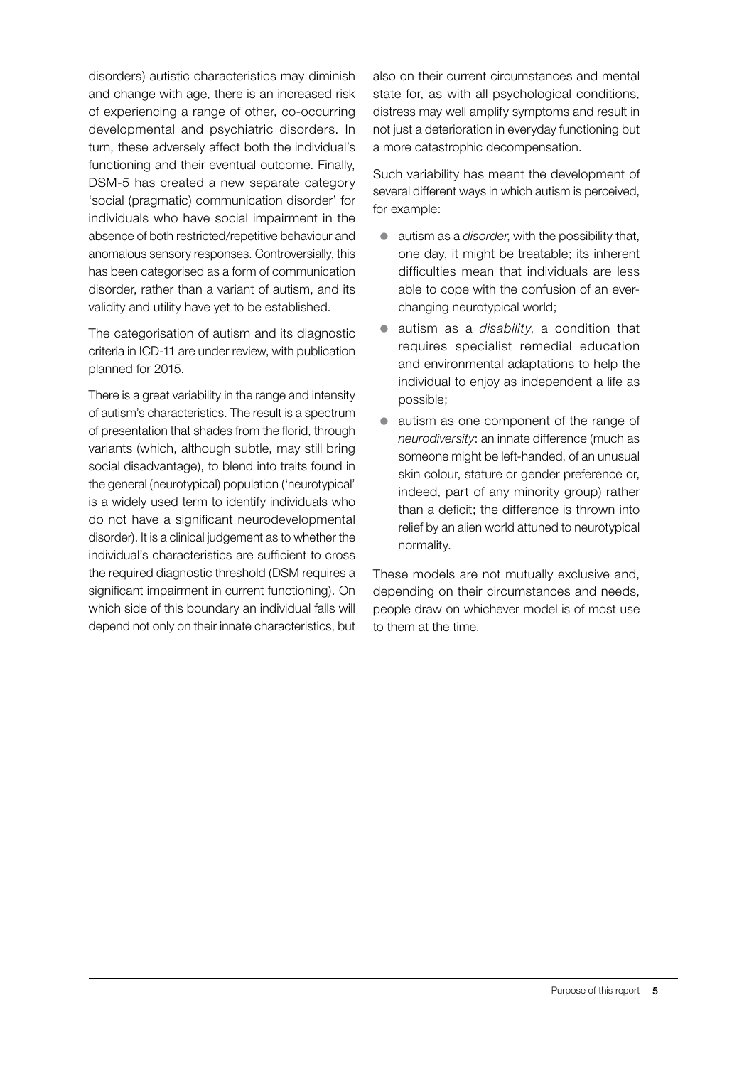disorders) autistic characteristics may diminish and change with age, there is an increased risk of experiencing a range of other, co-occurring developmental and psychiatric disorders. In turn, these adversely affect both the individual's functioning and their eventual outcome. Finally, DSM-5 has created a new separate category 'social (pragmatic) communication disorder' for individuals who have social impairment in the absence of both restricted/repetitive behaviour and anomalous sensory responses. Controversially, this has been categorised as a form of communication disorder, rather than a variant of autism, and its validity and utility have yet to be established.

The categorisation of autism and its diagnostic criteria in ICD-11 are under review, with publication planned for 2015.

There is a great variability in the range and intensity of autism's characteristics. The result is a spectrum of presentation that shades from the florid, through variants (which, although subtle, may still bring social disadvantage), to blend into traits found in the general (neurotypical) population ('neurotypical' is a widely used term to identify individuals who do not have a significant neurodevelopmental disorder). It is a clinical judgement as to whether the individual's characteristics are sufficient to cross the required diagnostic threshold (DSM requires a significant impairment in current functioning). On which side of this boundary an individual falls will depend not only on their innate characteristics, but also on their current circumstances and mental state for, as with all psychological conditions, distress may well amplify symptoms and result in not just a deterioration in everyday functioning but a more catastrophic decompensation.

Such variability has meant the development of several different ways in which autism is perceived, for example:

- autism as a *disorder*, with the possibility that, one day, it might be treatable; its inherent difficulties mean that individuals are less able to cope with the confusion of an ever-changing neurotypical world;
- autism as a *disability*, a condition that requires specialist remedial education and environmental adaptations to help the individual to enjoy as independent a life as possible;
- autism as one component of the range of *neurodiversity*: an innate difference (much as someone might be left-handed, of an unusual skin colour, stature or gender preference or, indeed, part of any minority group) rather than a deficit; the difference is thrown into relief by an alien world attuned to neurotypical normality.

These models are not mutually exclusive and, depending on their circumstances and needs, people draw on whichever model is of most use to them at the time.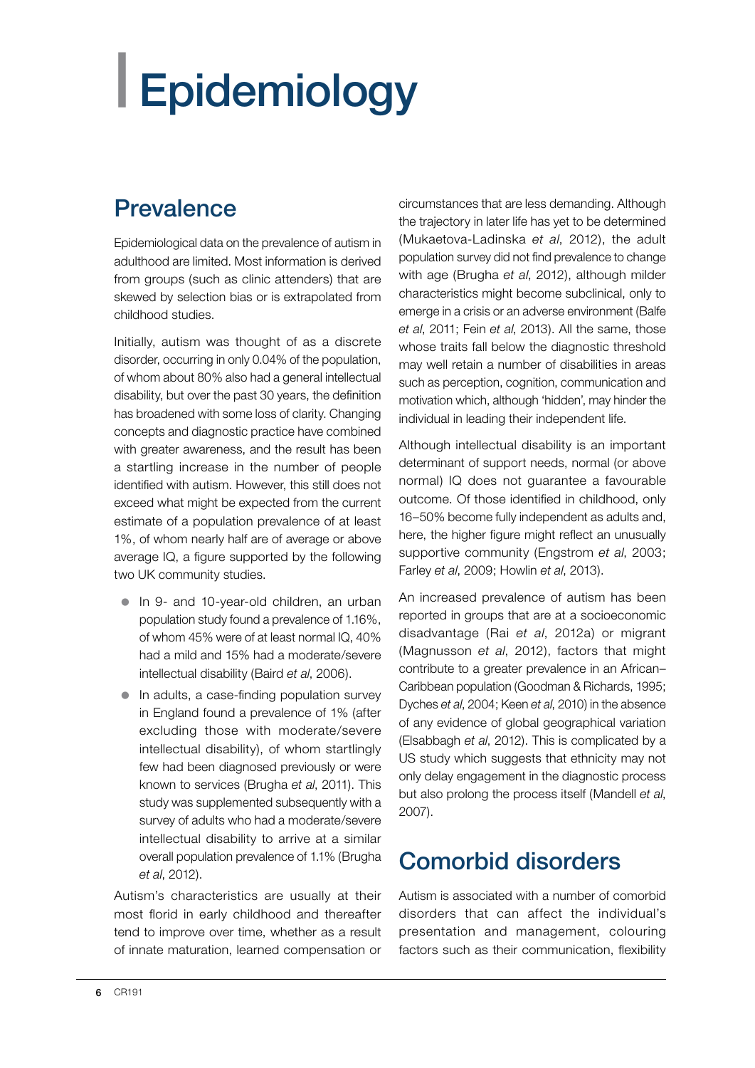# Epidemiology

## Prevalence

Epidemiological data on the prevalence of autism in adulthood are limited. Most information is derived from groups (such as clinic attenders) that are skewed by selection bias or is extrapolated from childhood studies.

Initially, autism was thought of as a discrete disorder, occurring in only 0.04% of the population, of whom about 80% also had a general intellectual disability, but over the past 30 years, the definition has broadened with some loss of clarity. Changing concepts and diagnostic practice have combined with greater awareness, and the result has been a startling increase in the number of people identified with autism. However, this still does not exceed what might be expected from the current estimate of a population prevalence of at least 1%, of whom nearly half are of average or above average IQ, a figure supported by the following two UK community studies.

- In 9- and 10-year-old children, an urban population study found a prevalence of 1.16%, of whom 45% were of at least normal IQ, 40% had a mild and 15% had a moderate/severe intellectual disability (Baird *et al*, 2006).
- In adults, a case-finding population survey in England found a prevalence of 1% (after excluding those with moderate/severe intellectual disability), of whom startlingly few had been diagnosed previously or were known to services (Brugha *et al*, 2011). This study was supplemented subsequently with a survey of adults who had a moderate/severe intellectual disability to arrive at a similar overall population prevalence of 1.1% (Brugha *et al*, 2012).

Autism's characteristics are usually at their most florid in early childhood and thereafter tend to improve over time, whether as a result of innate maturation, learned compensation or circumstances that are less demanding. Although the trajectory in later life has yet to be determined (Mukaetova-Ladinska *et al*, 2012), the adult population survey did not find prevalence to change with age (Brugha *et al*, 2012), although milder characteristics might become subclinical, only to emerge in a crisis or an adverse environment (Balfe *et al*, 2011; Fein *et al*, 2013). All the same, those whose traits fall below the diagnostic threshold may well retain a number of disabilities in areas such as perception, cognition, communication and motivation which, although 'hidden', may hinder the individual in leading their independent life.

Although intellectual disability is an important determinant of support needs, normal (or above normal) IQ does not guarantee a favourable outcome. Of those identified in childhood, only 16–50% become fully independent as adults and, here, the higher figure might reflect an unusually supportive community (Engstrom *et al*, 2003; Farley *et al*, 2009; Howlin *et al*, 2013).

An increased prevalence of autism has been reported in groups that are at a socioeconomic disadvantage (Rai *et al*, 2012a) or migrant (Magnusson *et al*, 2012), factors that might contribute to a greater prevalence in an African–Caribbean population (Goodman & Richards, 1995; Dyches *et al*, 2004; Keen *et al*, 2010) in the absence of any evidence of global geographical variation (Elsabbagh *et al*, 2012). This is complicated by a US study which suggests that ethnicity may not only delay engagement in the diagnostic process but also prolong the process itself (Mandell *et al*, 2007).

## Comorbid disorders

Autism is associated with a number of comorbid disorders that can affect the individual's presentation and management, colouring factors such as their communication, flexibility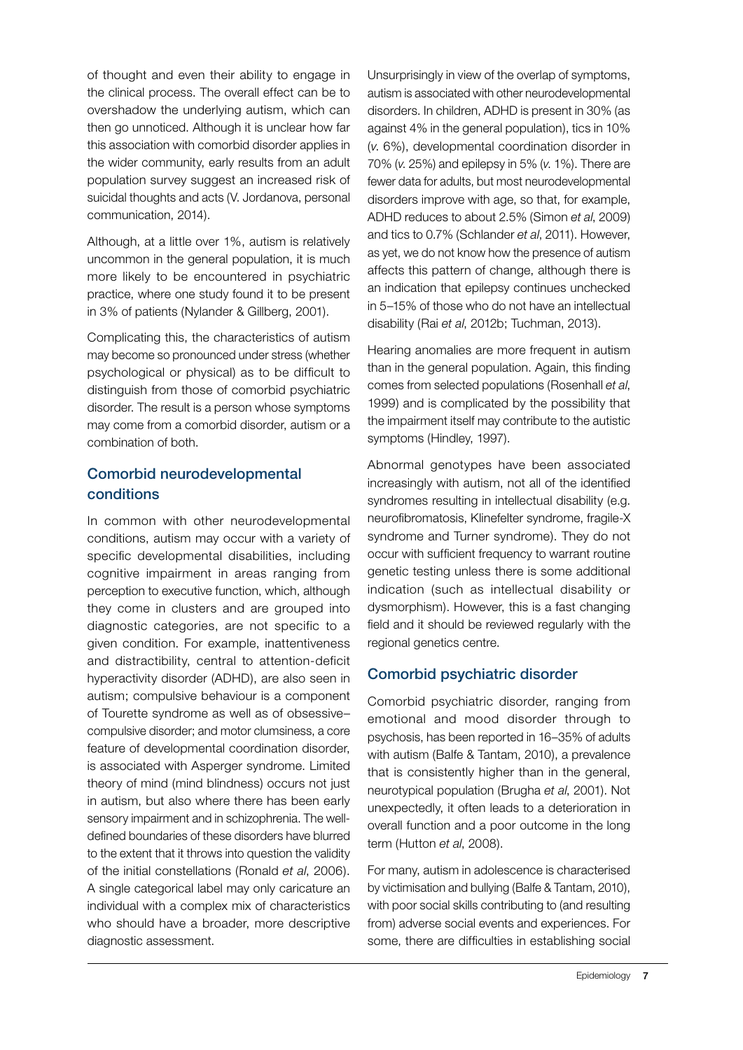of thought and even their ability to engage in the clinical process. The overall effect can be to overshadow the underlying autism, which can then go unnoticed. Although it is unclear how far this association with comorbid disorder applies in the wider community, early results from an adult population survey suggest an increased risk of suicidal thoughts and acts (V. Jordanova, personal communication, 2014).

Although, at a little over 1%, autism is relatively uncommon in the general population, it is much more likely to be encountered in psychiatric practice, where one study found it to be present in 3% of patients (Nylander & Gillberg, 2001).

Complicating this, the characteristics of autism may become so pronounced under stress (whether psychological or physical) as to be difficult to distinguish from those of comorbid psychiatric disorder. The result is a person whose symptoms may come from a comorbid disorder, autism or a combination of both.

## Comorbid neurodevelopmental conditions

In common with other neurodevelopmental conditions, autism may occur with a variety of specific developmental disabilities, including cognitive impairment in areas ranging from perception to executive function, which, although they come in clusters and are grouped into diagnostic categories, are not specific to a given condition. For example, inattentiveness and distractibility, central to attention-deficit hyperactivity disorder (ADHD), are also seen in autism; compulsive behaviour is a component of Tourette syndrome as well as of obsessive–compulsive disorder; and motor clumsiness, a core feature of developmental coordination disorder, is associated with Asperger syndrome. Limited theory of mind (mind blindness) occurs not just in autism, but also where there has been early sensory impairment and in schizophrenia. The well-defined boundaries of these disorders have blurred to the extent that it throws into question the validity of the initial constellations (Ronald *et al*, 2006). A single categorical label may only caricature an individual with a complex mix of characteristics who should have a broader, more descriptive diagnostic assessment.

Unsurprisingly in view of the overlap of symptoms, autism is associated with other neurodevelopmental disorders. In children, ADHD is present in 30% (as against 4% in the general population), tics in 10% (*v.* 6%), developmental coordination disorder in 70% (*v.* 25%) and epilepsy in 5% (*v.* 1%). There are fewer data for adults, but most neurodevelopmental disorders improve with age, so that, for example, ADHD reduces to about 2.5% (Simon *et al*, 2009) and tics to 0.7% (Schlander *et al*, 2011). However, as yet, we do not know how the presence of autism affects this pattern of change, although there is an indication that epilepsy continues unchecked in 5–15% of those who do not have an intellectual disability (Rai *et al*, 2012b; Tuchman, 2013).

Hearing anomalies are more frequent in autism than in the general population. Again, this finding comes from selected populations (Rosenhall *et al*, 1999) and is complicated by the possibility that the impairment itself may contribute to the autistic symptoms (Hindley, 1997).

Abnormal genotypes have been associated increasingly with autism, not all of the identified syndromes resulting in intellectual disability (e.g. neurofibromatosis, Klinefelter syndrome, fragile-X syndrome and Turner syndrome). They do not occur with sufficient frequency to warrant routine genetic testing unless there is some additional indication (such as intellectual disability or dysmorphism). However, this is a fast changing field and it should be reviewed regularly with the regional genetics centre.

## Comorbid psychiatric disorder

Comorbid psychiatric disorder, ranging from emotional and mood disorder through to psychosis, has been reported in 16–35% of adults with autism (Balfe & Tantam, 2010), a prevalence that is consistently higher than in the general, neurotypical population (Brugha *et al*, 2001). Not unexpectedly, it often leads to a deterioration in overall function and a poor outcome in the long term (Hutton *et al*, 2008).

For many, autism in adolescence is characterised by victimisation and bullying (Balfe & Tantam, 2010), with poor social skills contributing to (and resulting from) adverse social events and experiences. For some, there are difficulties in establishing social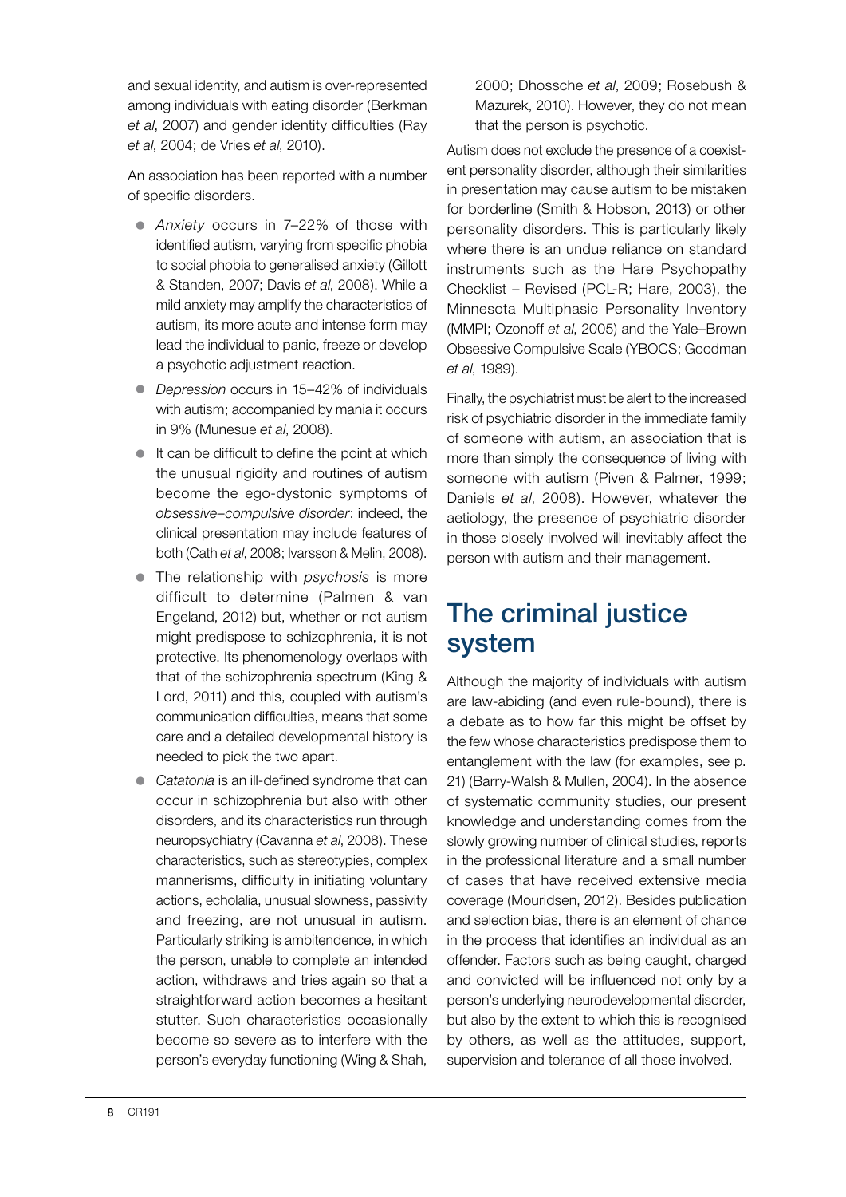and sexual identity, and autism is over-represented among individuals with eating disorder (Berkman *et al*, 2007) and gender identity difficulties (Ray *et al*, 2004; de Vries *et al*, 2010).

An association has been reported with a number of specific disorders.

- *Anxiety* occurs in 7–22% of those with identified autism, varying from specific phobia to social phobia to generalised anxiety (Gillott & Standen, 2007; Davis *et al*, 2008). While a mild anxiety may amplify the characteristics of autism, its more acute and intense form may lead the individual to panic, freeze or develop a psychotic adjustment reaction.
- *Depression* occurs in 15–42% of individuals with autism; accompanied by mania it occurs in 9% (Munesue *et al*, 2008).
- It can be difficult to define the point at which the unusual rigidity and routines of autism become the ego-dystonic symptoms of *obsessive–compulsive disorder*: indeed, the clinical presentation may include features of both (Cath *et al*, 2008; Ivarsson & Melin, 2008).
- The relationship with *psychosis* is more difficult to determine (Palmen & van Engeland, 2012) but, whether or not autism might predispose to schizophrenia, it is not protective. Its phenomenology overlaps with that of the schizophrenia spectrum (King & Lord, 2011) and this, coupled with autism's communication difficulties, means that some care and a detailed developmental history is needed to pick the two apart.
- *Catatonia* is an ill-defined syndrome that can occur in schizophrenia but also with other disorders, and its characteristics run through neuropsychiatry (Cavanna *et al*, 2008). These characteristics, such as stereotypies, complex mannerisms, difficulty in initiating voluntary actions, echolalia, unusual slowness, passivity and freezing, are not unusual in autism. Particularly striking is ambitendence, in which the person, unable to complete an intended action, withdraws and tries again so that a straightforward action becomes a hesitant stutter. Such characteristics occasionally become so severe as to interfere with the person's everyday functioning (Wing & Shah, 2000; Dhossche *et al*, 2009; Rosebush & Mazurek, 2010). However, they do not mean that the person is psychotic.

Autism does not exclude the presence of a coexistent personality disorder, although their similarities in presentation may cause autism to be mistaken for borderline (Smith & Hobson, 2013) or other personality disorders. This is particularly likely where there is an undue reliance on standard instruments such as the Hare Psychopathy Checklist – Revised (PCL-R; Hare, 2003), the Minnesota Multiphasic Personality Inventory (MMPI; Ozonoff *et al*, 2005) and the Yale–Brown Obsessive Compulsive Scale (YBOCS; Goodman *et al*, 1989).

Finally, the psychiatrist must be alert to the increased risk of psychiatric disorder in the immediate family of someone with autism, an association that is more than simply the consequence of living with someone with autism (Piven & Palmer, 1999; Daniels *et al*, 2008). However, whatever the aetiology, the presence of psychiatric disorder in those closely involved will inevitably affect the person with autism and their management.

## The criminal justice system

Although the majority of individuals with autism are law-abiding (and even rule-bound), there is a debate as to how far this might be offset by the few whose characteristics predispose them to entanglement with the law (for examples, see p. 21) (Barry-Walsh & Mullen, 2004). In the absence of systematic community studies, our present knowledge and understanding comes from the slowly growing number of clinical studies, reports in the professional literature and a small number of cases that have received extensive media coverage (Mouridsen, 2012). Besides publication and selection bias, there is an element of chance in the process that identifies an individual as an offender. Factors such as being caught, charged and convicted will be influenced not only by a person's underlying neurodevelopmental disorder, but also by the extent to which this is recognised by others, as well as the attitudes, support, supervision and tolerance of all those involved.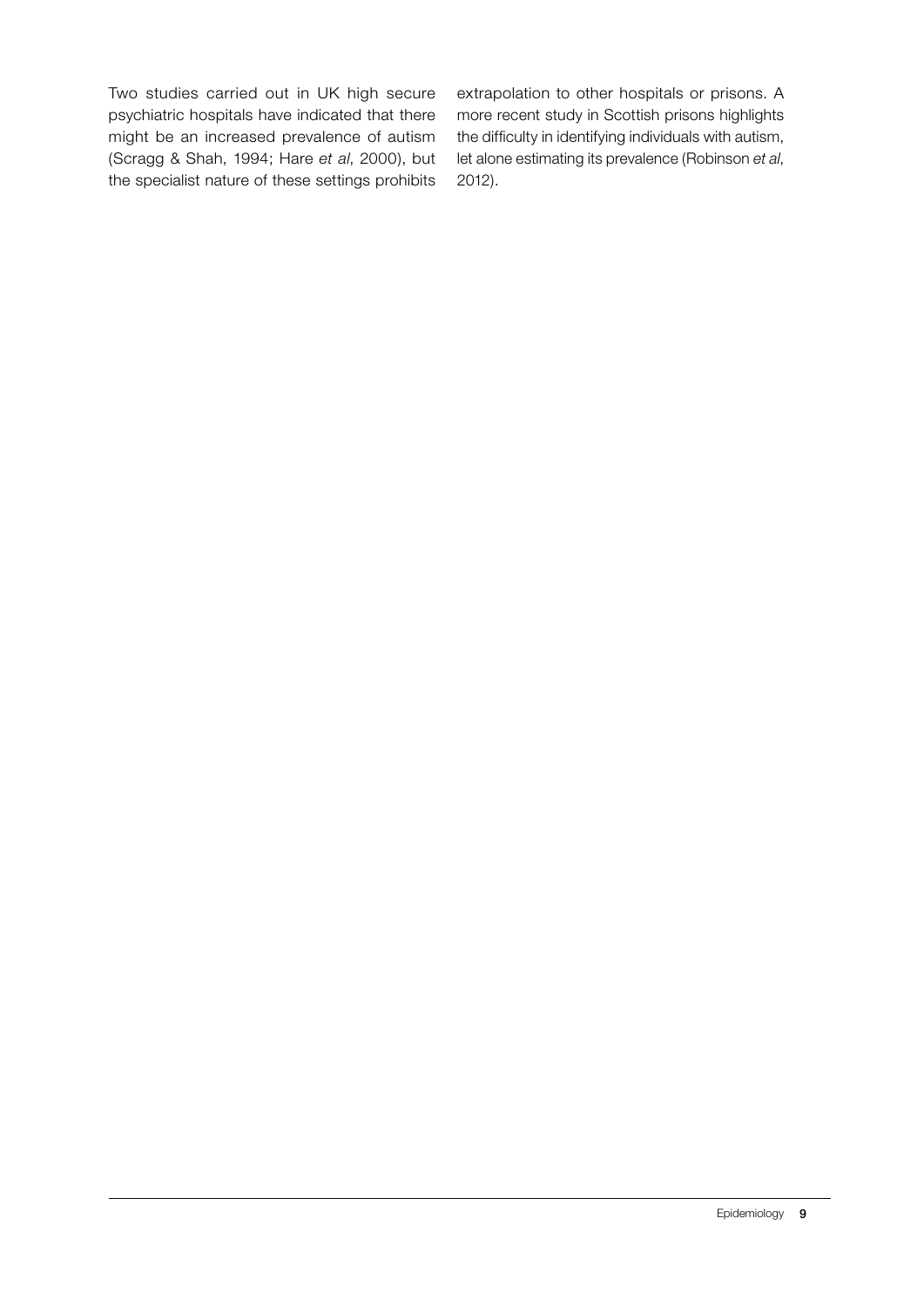Two studies carried out in UK high secure psychiatric hospitals have indicated that there might be an increased prevalence of autism (Scragg & Shah, 1994; Hare *et al*, 2000), but the specialist nature of these settings prohibits extrapolation to other hospitals or prisons. A more recent study in Scottish prisons highlights the difficulty in identifying individuals with autism, let alone estimating its prevalence (Robinson *et al*, 2012).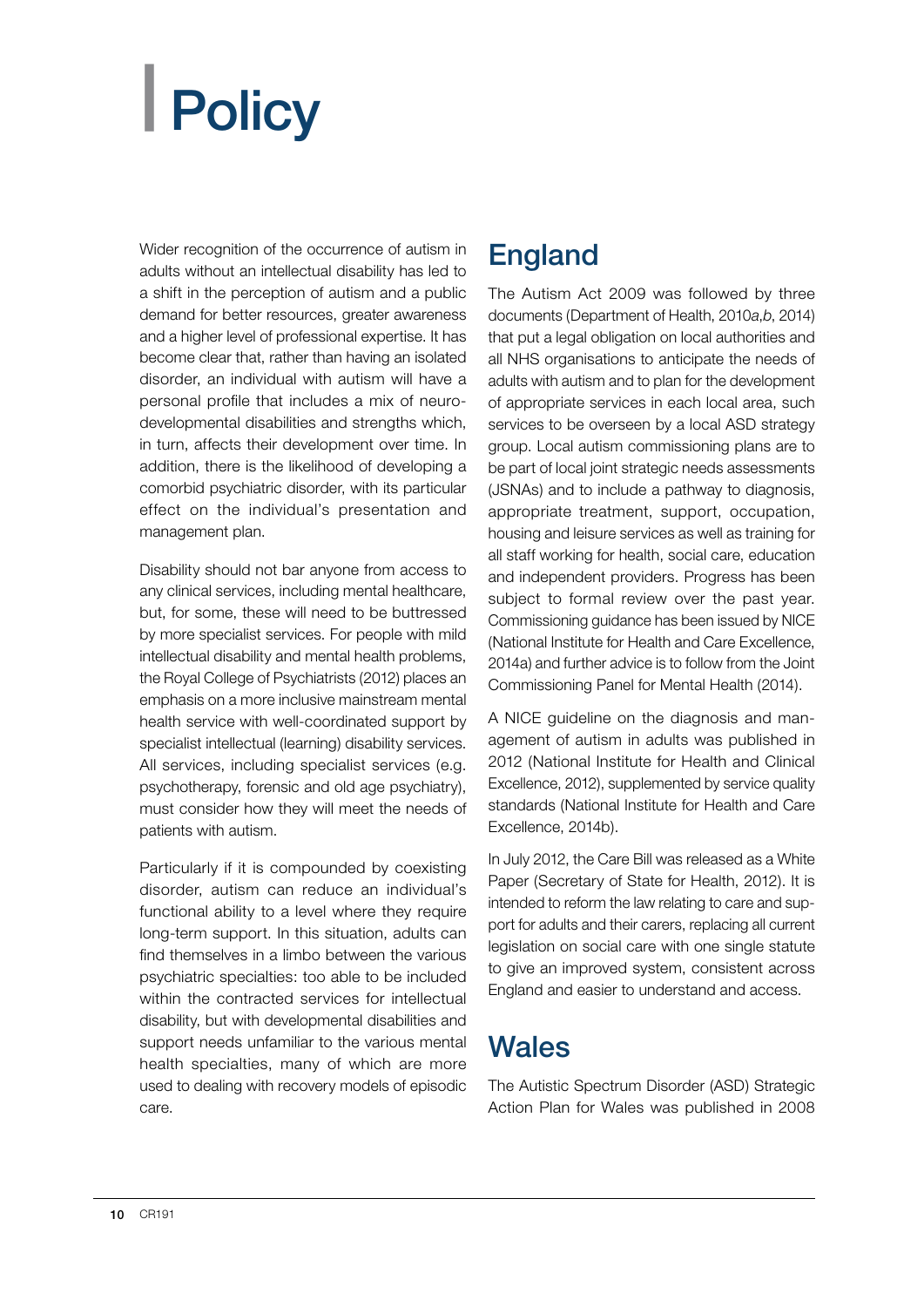# Policy

Wider recognition of the occurrence of autism in adults without an intellectual disability has led to a shift in the perception of autism and a public demand for better resources, greater awareness and a higher level of professional expertise. It has become clear that, rather than having an isolated disorder, an individual with autism will have a personal profile that includes a mix of neurodevelopmental disabilities and strengths which, in turn, affects their development over time. In addition, there is the likelihood of developing a comorbid psychiatric disorder, with its particular effect on the individual's presentation and management plan.

Disability should not bar anyone from access to any clinical services, including mental healthcare, but, for some, these will need to be buttressed by more specialist services. For people with mild intellectual disability and mental health problems, the Royal College of Psychiatrists (2012) places an emphasis on a more inclusive mainstream mental health service with well-coordinated support by specialist intellectual (learning) disability services. All services, including specialist services (e.g. psychotherapy, forensic and old age psychiatry), must consider how they will meet the needs of patients with autism.

Particularly if it is compounded by coexisting disorder, autism can reduce an individual's functional ability to a level where they require long-term support. In this situation, adults can find themselves in a limbo between the various psychiatric specialties: too able to be included within the contracted services for intellectual disability, but with developmental disabilities and support needs unfamiliar to the various mental health specialties, many of which are more used to dealing with recovery models of episodic care.

## England

The Autism Act 2009 was followed by three documents (Department of Health, 2010*a*,*b*, 2014) that put a legal obligation on local authorities and all NHS organisations to anticipate the needs of adults with autism and to plan for the development of appropriate services in each local area, such services to be overseen by a local ASD strategy group. Local autism commissioning plans are to be part of local joint strategic needs assessments (JSNAs) and to include a pathway to diagnosis, appropriate treatment, support, occupation, housing and leisure services as well as training for all staff working for health, social care, education and independent providers. Progress has been subject to formal review over the past year. Commissioning guidance has been issued by NICE (National Institute for Health and Care Excellence, 2014a) and further advice is to follow from the Joint Commissioning Panel for Mental Health (2014).

A NICE guideline on the diagnosis and management of autism in adults was published in 2012 (National Institute for Health and Clinical Excellence, 2012), supplemented by service quality standards (National Institute for Health and Care Excellence, 2014b).

In July 2012, the Care Bill was released as a White Paper (Secretary of State for Health, 2012). It is intended to reform the law relating to care and support for adults and their carers, replacing all current legislation on social care with one single statute to give an improved system, consistent across England and easier to understand and access.

## Wales

The Autistic Spectrum Disorder (ASD) Strategic Action Plan for Wales was published in 2008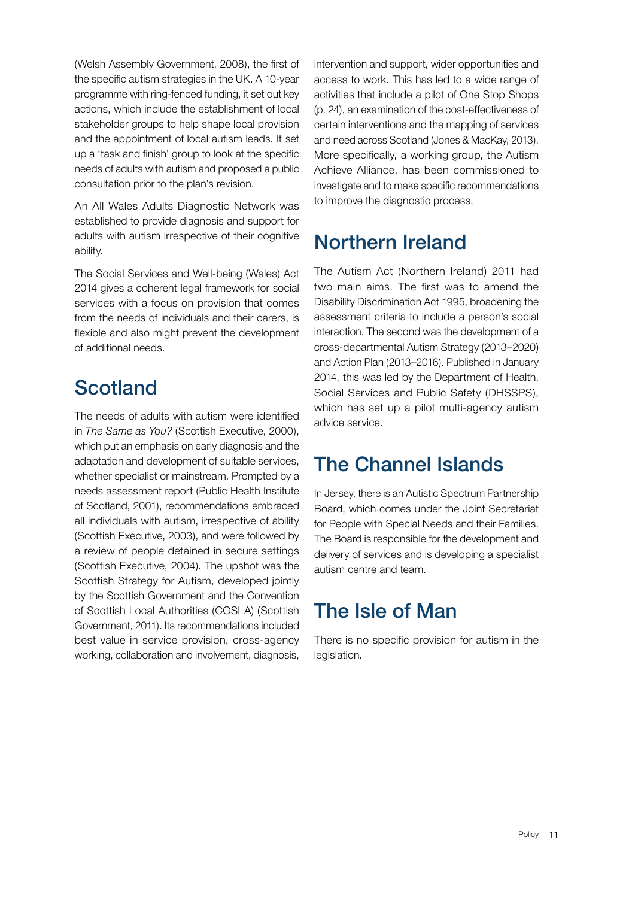(Welsh Assembly Government, 2008), the first of the specific autism strategies in the UK. A 10-year programme with ring-fenced funding, it set out key actions, which include the establishment of local stakeholder groups to help shape local provision and the appointment of local autism leads. It set up a 'task and finish' group to look at the specific needs of adults with autism and proposed a public consultation prior to the plan's revision.

An All Wales Adults Diagnostic Network was established to provide diagnosis and support for adults with autism irrespective of their cognitive ability.

The Social Services and Well-being (Wales) Act 2014 gives a coherent legal framework for social services with a focus on provision that comes from the needs of individuals and their carers, is flexible and also might prevent the development of additional needs.

## Scotland

The needs of adults with autism were identified in *The Same as You?* (Scottish Executive, 2000), which put an emphasis on early diagnosis and the adaptation and development of suitable services, whether specialist or mainstream. Prompted by a needs assessment report (Public Health Institute of Scotland, 2001), recommendations embraced all individuals with autism, irrespective of ability (Scottish Executive, 2003), and were followed by a review of people detained in secure settings (Scottish Executive, 2004). The upshot was the Scottish Strategy for Autism, developed jointly by the Scottish Government and the Convention of Scottish Local Authorities (COSLA) (Scottish Government, 2011). Its recommendations included best value in service provision, cross-agency working, collaboration and involvement, diagnosis, intervention and support, wider opportunities and access to work. This has led to a wide range of activities that include a pilot of One Stop Shops (p. 24), an examination of the cost-effectiveness of certain interventions and the mapping of services and need across Scotland (Jones & MacKay, 2013). More specifically, a working group, the Autism Achieve Alliance, has been commissioned to investigate and to make specific recommendations to improve the diagnostic process.

## Northern Ireland

The Autism Act (Northern Ireland) 2011 had two main aims. The first was to amend the Disability Discrimination Act 1995, broadening the assessment criteria to include a person's social interaction. The second was the development of a cross-departmental Autism Strategy (2013–2020) and Action Plan (2013–2016). Published in January 2014, this was led by the Department of Health, Social Services and Public Safety (DHSSPS), which has set up a pilot multi-agency autism advice service.

## The Channel Islands

In Jersey, there is an Autistic Spectrum Partnership Board, which comes under the Joint Secretariat for People with Special Needs and their Families. The Board is responsible for the development and delivery of services and is developing a specialist autism centre and team.

## The Isle of Man

There is no specific provision for autism in the legislation.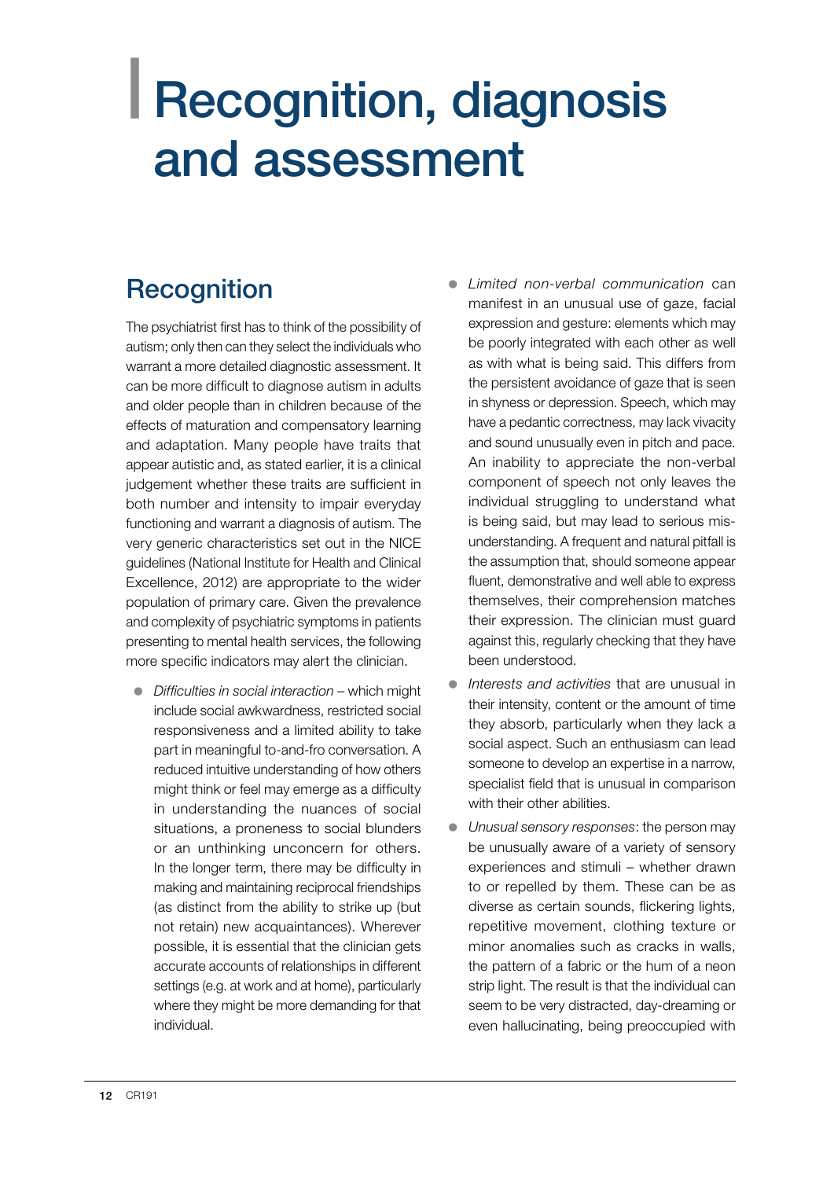# Recognition, diagnosis and assessment

## Recognition

The psychiatrist first has to think of the possibility of autism; only then can they select the individuals who warrant a more detailed diagnostic assessment. It can be more difficult to diagnose autism in adults and older people than in children because of the effects of maturation and compensatory learning and adaptation. Many people have traits that appear autistic and, as stated earlier, it is a clinical judgement whether these traits are sufficient in both number and intensity to impair everyday functioning and warrant a diagnosis of autism. The very generic characteristics set out in the NICE guidelines (National Institute for Health and Clinical Excellence, 2012) are appropriate to the wider population of primary care. Given the prevalence and complexity of psychiatric symptoms in patients presenting to mental health services, the following more specific indicators may alert the clinician.

- *Difficulties in social interaction* – which might include social awkwardness, restricted social responsiveness and a limited ability to take part in meaningful to-and-fro conversation. A reduced intuitive understanding of how others might think or feel may emerge as a difficulty in understanding the nuances of social situations, a proneness to social blunders or an unthinking unconcern for others. In the longer term, there may be difficulty in making and maintaining reciprocal friendships (as distinct from the ability to strike up (but not retain) new acquaintances). Wherever possible, it is essential that the clinician gets accurate accounts of relationships in different settings (e.g. at work and at home), particularly where they might be more demanding for that individual.
- *Limited non-verbal communication* can manifest in an unusual use of gaze, facial expression and gesture: elements which may be poorly integrated with each other as well as with what is being said. This differs from the persistent avoidance of gaze that is seen in shyness or depression. Speech, which may have a pedantic correctness, may lack vivacity and sound unusually even in pitch and pace. An inability to appreciate the non-verbal component of speech not only leaves the individual struggling to understand what is being said, but may lead to serious misunderstanding. A frequent and natural pitfall is the assumption that, should someone appear fluent, demonstrative and well able to express themselves, their comprehension matches their expression. The clinician must guard against this, regularly checking that they have been understood.
- *Interests and activities* that are unusual in their intensity, content or the amount of time they absorb, particularly when they lack a social aspect. Such an enthusiasm can lead someone to develop an expertise in a narrow, specialist field that is unusual in comparison with their other abilities.
- *Unusual sensory responses*: the person may be unusually aware of a variety of sensory experiences and stimuli – whether drawn to or repelled by them. These can be as diverse as certain sounds, flickering lights, repetitive movement, clothing texture or minor anomalies such as cracks in walls, the pattern of a fabric or the hum of a neon strip light. The result is that the individual can seem to be very distracted, day-dreaming or even hallucinating, being preoccupied with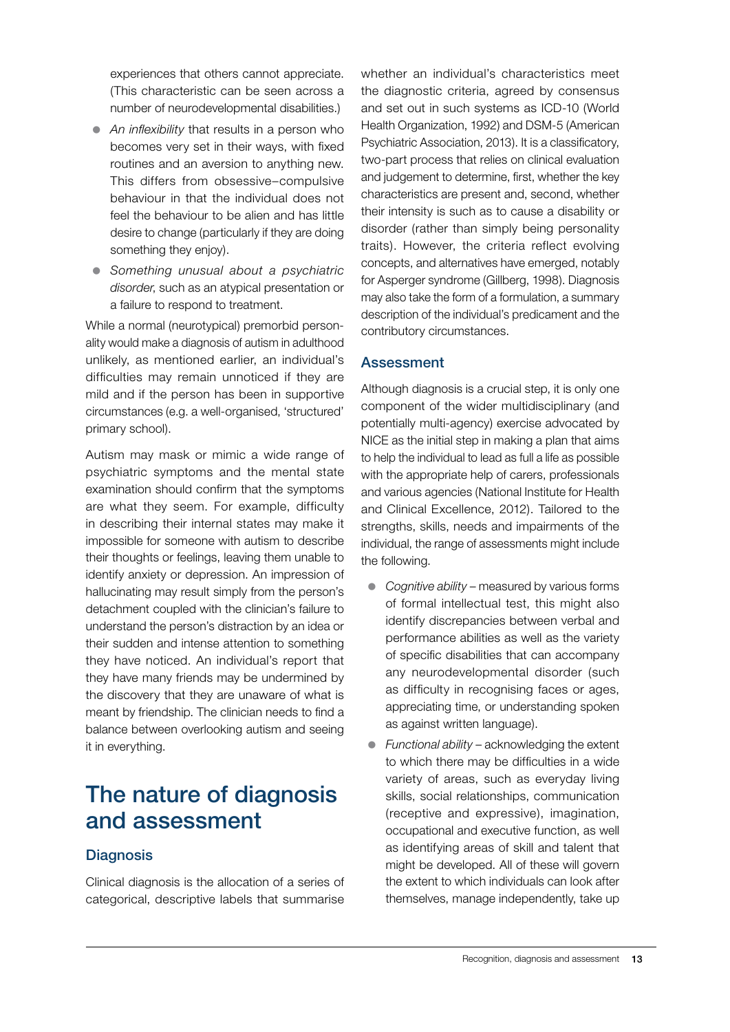experiences that others cannot appreciate. (This characteristic can be seen across a number of neurodevelopmental disabilities.)

- *An inflexibility* that results in a person who becomes very set in their ways, with fixed routines and an aversion to anything new. This differs from obsessive–compulsive behaviour in that the individual does not feel the behaviour to be alien and has little desire to change (particularly if they are doing something they enjoy).
- *Something unusual about a psychiatric disorder*, such as an atypical presentation or a failure to respond to treatment.

While a normal (neurotypical) premorbid personality would make a diagnosis of autism in adulthood unlikely, as mentioned earlier, an individual's difficulties may remain unnoticed if they are mild and if the person has been in supportive circumstances (e.g. a well-organised, 'structured' primary school).

Autism may mask or mimic a wide range of psychiatric symptoms and the mental state examination should confirm that the symptoms are what they seem. For example, difficulty in describing their internal states may make it impossible for someone with autism to describe their thoughts or feelings, leaving them unable to identify anxiety or depression. An impression of hallucinating may result simply from the person's detachment coupled with the clinician's failure to understand the person's distraction by an idea or their sudden and intense attention to something they have noticed. An individual's report that they have many friends may be undermined by the discovery that they are unaware of what is meant by friendship. The clinician needs to find a balance between overlooking autism and seeing it in everything.

# The nature of diagnosis and assessment

## Diagnosis

Clinical diagnosis is the allocation of a series of categorical, descriptive labels that summarise whether an individual's characteristics meet the diagnostic criteria, agreed by consensus and set out in such systems as ICD-10 (World Health Organization, 1992) and DSM-5 (American Psychiatric Association, 2013). It is a classificatory, two-part process that relies on clinical evaluation and judgement to determine, first, whether the key characteristics are present and, second, whether their intensity is such as to cause a disability or disorder (rather than simply being personality traits). However, the criteria reflect evolving concepts, and alternatives have emerged, notably for Asperger syndrome (Gillberg, 1998). Diagnosis may also take the form of a formulation, a summary description of the individual's predicament and the contributory circumstances.

## Assessment

Although diagnosis is a crucial step, it is only one component of the wider multidisciplinary (and potentially multi-agency) exercise advocated by NICE as the initial step in making a plan that aims to help the individual to lead as full a life as possible with the appropriate help of carers, professionals and various agencies (National Institute for Health and Clinical Excellence, 2012). Tailored to the strengths, skills, needs and impairments of the individual, the range of assessments might include the following.

- *Cognitive ability* – measured by various forms of formal intellectual test, this might also identify discrepancies between verbal and performance abilities as well as the variety of specific disabilities that can accompany any neurodevelopmental disorder (such as difficulty in recognising faces or ages, appreciating time, or understanding spoken as against written language).
- *Functional ability* – acknowledging the extent to which there may be difficulties in a wide variety of areas, such as everyday living skills, social relationships, communication (receptive and expressive), imagination, occupational and executive function, as well as identifying areas of skill and talent that might be developed. All of these will govern the extent to which individuals can look after themselves, manage independently, take up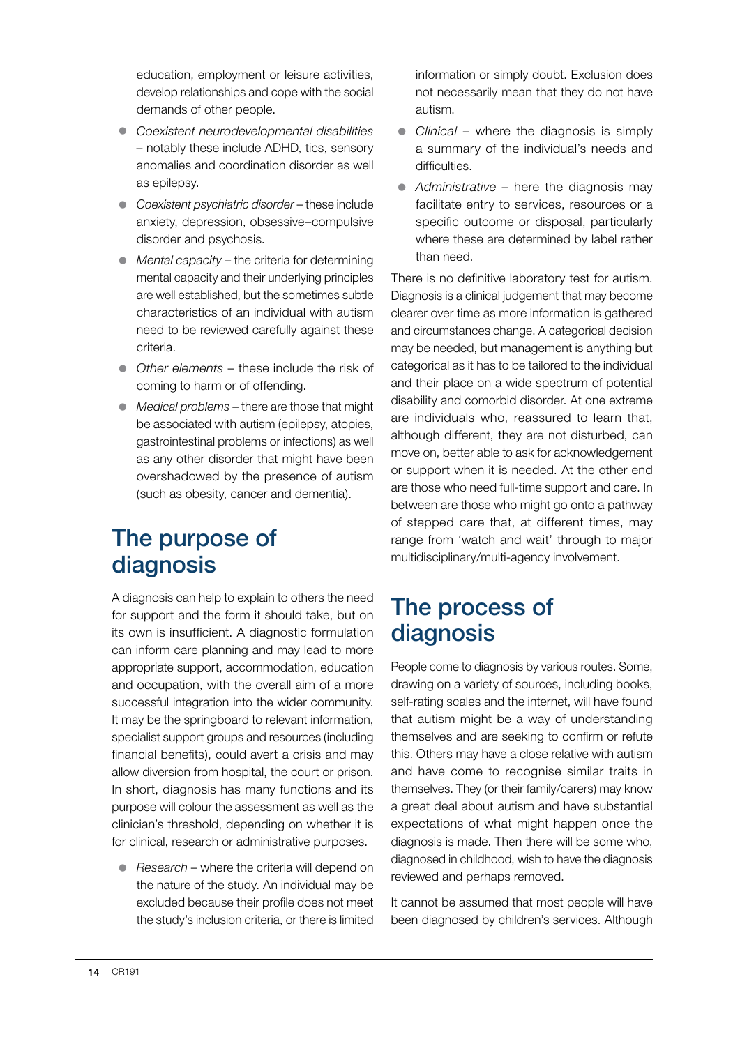education, employment or leisure activities, develop relationships and cope with the social demands of other people.

- *Coexistent neurodevelopmental disabilities* – notably these include ADHD, tics, sensory anomalies and coordination disorder as well as epilepsy.
- *Coexistent psychiatric disorder* – these include anxiety, depression, obsessive–compulsive disorder and psychosis.
- *Mental capacity* – the criteria for determining mental capacity and their underlying principles are well established, but the sometimes subtle characteristics of an individual with autism need to be reviewed carefully against these criteria.
- *Other elements* – these include the risk of coming to harm or of offending.
- *Medical problems* – there are those that might be associated with autism (epilepsy, atopies, gastrointestinal problems or infections) as well as any other disorder that might have been overshadowed by the presence of autism (such as obesity, cancer and dementia).

## The purpose of diagnosis

A diagnosis can help to explain to others the need for support and the form it should take, but on its own is insufficient. A diagnostic formulation can inform care planning and may lead to more appropriate support, accommodation, education and occupation, with the overall aim of a more successful integration into the wider community. It may be the springboard to relevant information, specialist support groups and resources (including financial benefits), could avert a crisis and may allow diversion from hospital, the court or prison. In short, diagnosis has many functions and its purpose will colour the assessment as well as the clinician's threshold, depending on whether it is for clinical, research or administrative purposes.

- *Research* – where the criteria will depend on the nature of the study. An individual may be excluded because their profile does not meet the study's inclusion criteria, or there is limited information or simply doubt. Exclusion does not necessarily mean that they do not have autism.
- *Clinical* – where the diagnosis is simply a summary of the individual's needs and difficulties.
- *Administrative* – here the diagnosis may facilitate entry to services, resources or a specific outcome or disposal, particularly where these are determined by label rather than need.

There is no definitive laboratory test for autism. Diagnosis is a clinical judgement that may become clearer over time as more information is gathered and circumstances change. A categorical decision may be needed, but management is anything but categorical as it has to be tailored to the individual and their place on a wide spectrum of potential disability and comorbid disorder. At one extreme are individuals who, reassured to learn that, although different, they are not disturbed, can move on, better able to ask for acknowledgement or support when it is needed. At the other end are those who need full-time support and care. In between are those who might go onto a pathway of stepped care that, at different times, may range from 'watch and wait' through to major multidisciplinary/multi-agency involvement.

## The process of diagnosis

People come to diagnosis by various routes. Some, drawing on a variety of sources, including books, self-rating scales and the internet, will have found that autism might be a way of understanding themselves and are seeking to confirm or refute this. Others may have a close relative with autism and have come to recognise similar traits in themselves. They (or their family/carers) may know a great deal about autism and have substantial expectations of what might happen once the diagnosis is made. Then there will be some who, diagnosed in childhood, wish to have the diagnosis reviewed and perhaps removed.

It cannot be assumed that most people will have been diagnosed by children's services. Although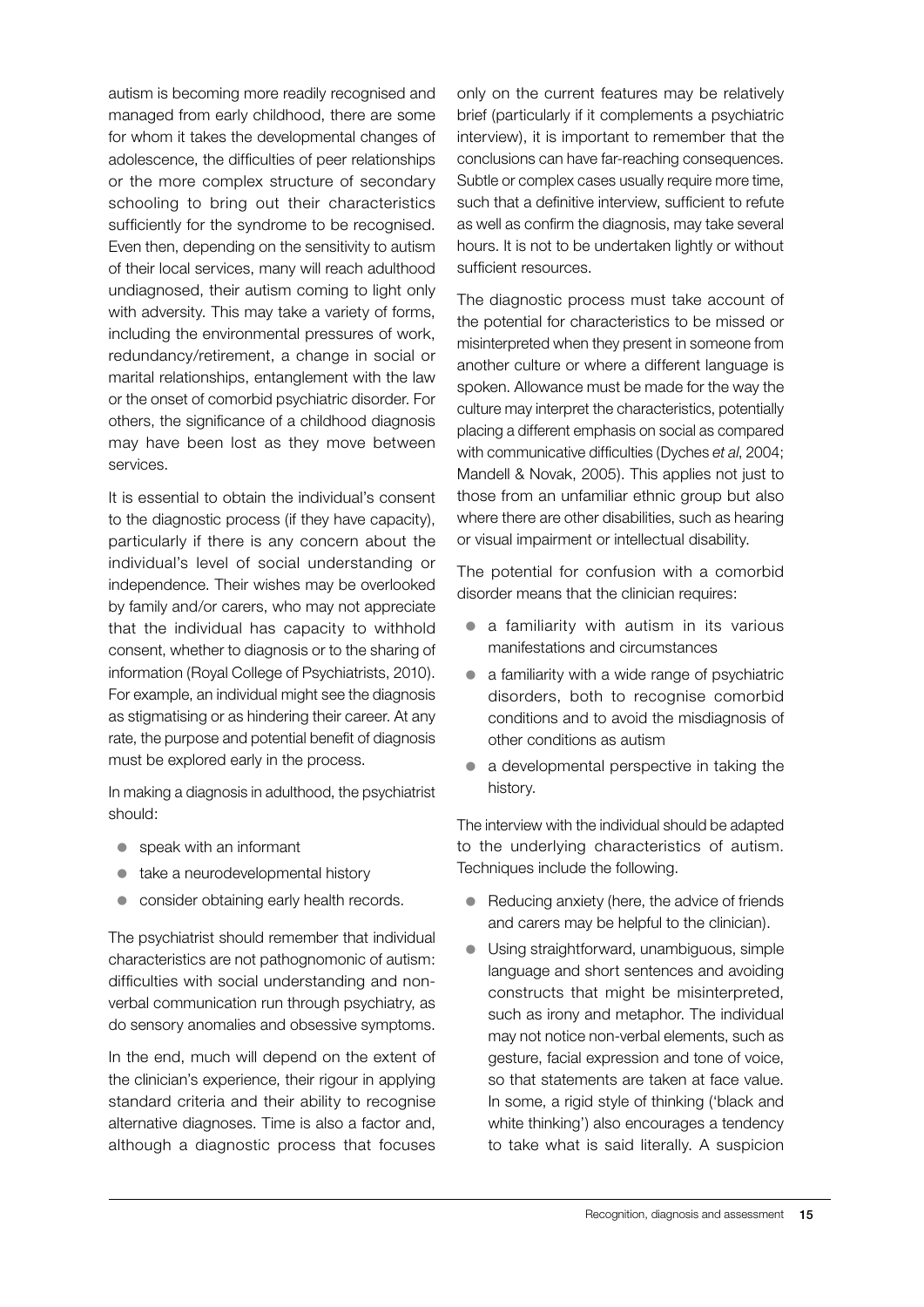autism is becoming more readily recognised and managed from early childhood, there are some for whom it takes the developmental changes of adolescence, the difficulties of peer relationships or the more complex structure of secondary schooling to bring out their characteristics sufficiently for the syndrome to be recognised. Even then, depending on the sensitivity to autism of their local services, many will reach adulthood undiagnosed, their autism coming to light only with adversity. This may take a variety of forms, including the environmental pressures of work, redundancy/retirement, a change in social or marital relationships, entanglement with the law or the onset of comorbid psychiatric disorder. For others, the significance of a childhood diagnosis may have been lost as they move between services.

It is essential to obtain the individual's consent to the diagnostic process (if they have capacity), particularly if there is any concern about the individual's level of social understanding or independence. Their wishes may be overlooked by family and/or carers, who may not appreciate that the individual has capacity to withhold consent, whether to diagnosis or to the sharing of information (Royal College of Psychiatrists, 2010). For example, an individual might see the diagnosis as stigmatising or as hindering their career. At any rate, the purpose and potential benefit of diagnosis must be explored early in the process.

In making a diagnosis in adulthood, the psychiatrist should:

- speak with an informant
- take a neurodevelopmental history
- consider obtaining early health records.

The psychiatrist should remember that individual characteristics are not pathognomonic of autism: difficulties with social understanding and non-verbal communication run through psychiatry, as do sensory anomalies and obsessive symptoms.

In the end, much will depend on the extent of the clinician's experience, their rigour in applying standard criteria and their ability to recognise alternative diagnoses. Time is also a factor and, although a diagnostic process that focuses only on the current features may be relatively brief (particularly if it complements a psychiatric interview), it is important to remember that the conclusions can have far-reaching consequences. Subtle or complex cases usually require more time, such that a definitive interview, sufficient to refute as well as confirm the diagnosis, may take several hours. It is not to be undertaken lightly or without sufficient resources.

The diagnostic process must take account of the potential for characteristics to be missed or misinterpreted when they present in someone from another culture or where a different language is spoken. Allowance must be made for the way the culture may interpret the characteristics, potentially placing a different emphasis on social as compared with communicative difficulties (Dyches *et al*, 2004; Mandell & Novak, 2005). This applies not just to those from an unfamiliar ethnic group but also where there are other disabilities, such as hearing or visual impairment or intellectual disability.

The potential for confusion with a comorbid disorder means that the clinician requires:

- a familiarity with autism in its various manifestations and circumstances
- a familiarity with a wide range of psychiatric disorders, both to recognise comorbid conditions and to avoid the misdiagnosis of other conditions as autism
- a developmental perspective in taking the history.

The interview with the individual should be adapted to the underlying characteristics of autism. Techniques include the following.

- Reducing anxiety (here, the advice of friends and carers may be helpful to the clinician).
- Using straightforward, unambiguous, simple language and short sentences and avoiding constructs that might be misinterpreted, such as irony and metaphor. The individual may not notice non-verbal elements, such as gesture, facial expression and tone of voice, so that statements are taken at face value. In some, a rigid style of thinking ('black and white thinking') also encourages a tendency to take what is said literally. A suspicion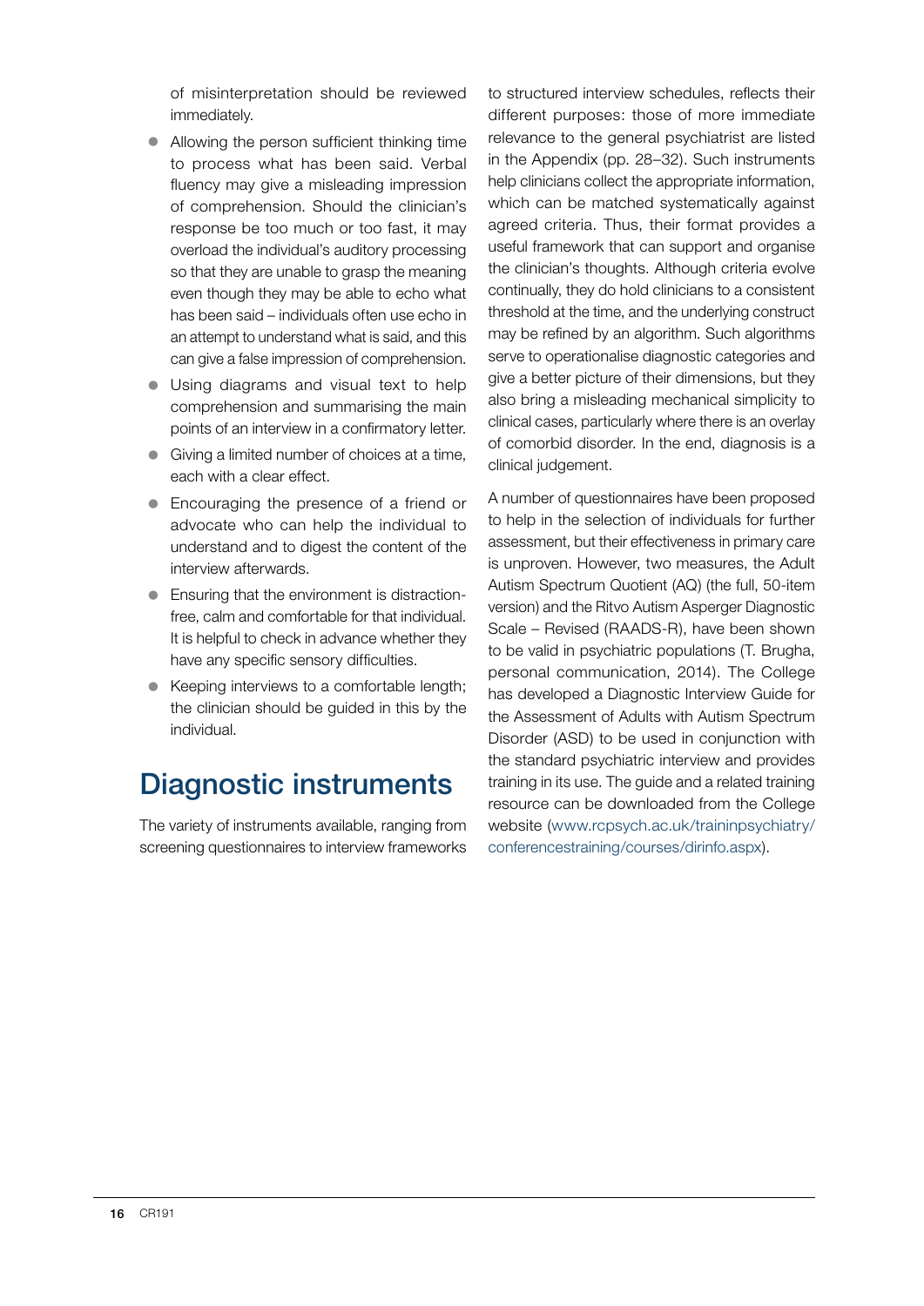of misinterpretation should be reviewed immediately.

- Allowing the person sufficient thinking time to process what has been said. Verbal fluency may give a misleading impression of comprehension. Should the clinician's response be too much or too fast, it may overload the individual's auditory processing so that they are unable to grasp the meaning even though they may be able to echo what has been said – individuals often use echo in an attempt to understand what is said, and this can give a false impression of comprehension.
- Using diagrams and visual text to help comprehension and summarising the main points of an interview in a confirmatory letter.
- Giving a limited number of choices at a time, each with a clear effect.
- Encouraging the presence of a friend or advocate who can help the individual to understand and to digest the content of the interview afterwards.
- Ensuring that the environment is distraction-free, calm and comfortable for that individual. It is helpful to check in advance whether they have any specific sensory difficulties.
- Keeping interviews to a comfortable length; the clinician should be guided in this by the individual.

## Diagnostic instruments

The variety of instruments available, ranging from screening questionnaires to interview frameworks to structured interview schedules, reflects their different purposes: those of more immediate relevance to the general psychiatrist are listed in the Appendix (pp. 28–32). Such instruments help clinicians collect the appropriate information, which can be matched systematically against agreed criteria. Thus, their format provides a useful framework that can support and organise the clinician's thoughts. Although criteria evolve continually, they do hold clinicians to a consistent threshold at the time, and the underlying construct may be refined by an algorithm. Such algorithms serve to operationalise diagnostic categories and give a better picture of their dimensions, but they also bring a misleading mechanical simplicity to clinical cases, particularly where there is an overlay of comorbid disorder. In the end, diagnosis is a clinical judgement.

A number of questionnaires have been proposed to help in the selection of individuals for further assessment, but their effectiveness in primary care is unproven. However, two measures, the Adult Autism Spectrum Quotient (AQ) (the full, 50-item version) and the Ritvo Autism Asperger Diagnostic Scale – Revised (RAADS-R), have been shown to be valid in psychiatric populations (T. Brugha, personal communication, 2014). The College has developed a Diagnostic Interview Guide for the Assessment of Adults with Autism Spectrum Disorder (ASD) to be used in conjunction with the standard psychiatric interview and provides training in its use. The guide and a related training resource can be downloaded from the College website (www.rcpsych.ac.uk/traininpsychiatry/conferencestraining/courses/dirinfo.aspx).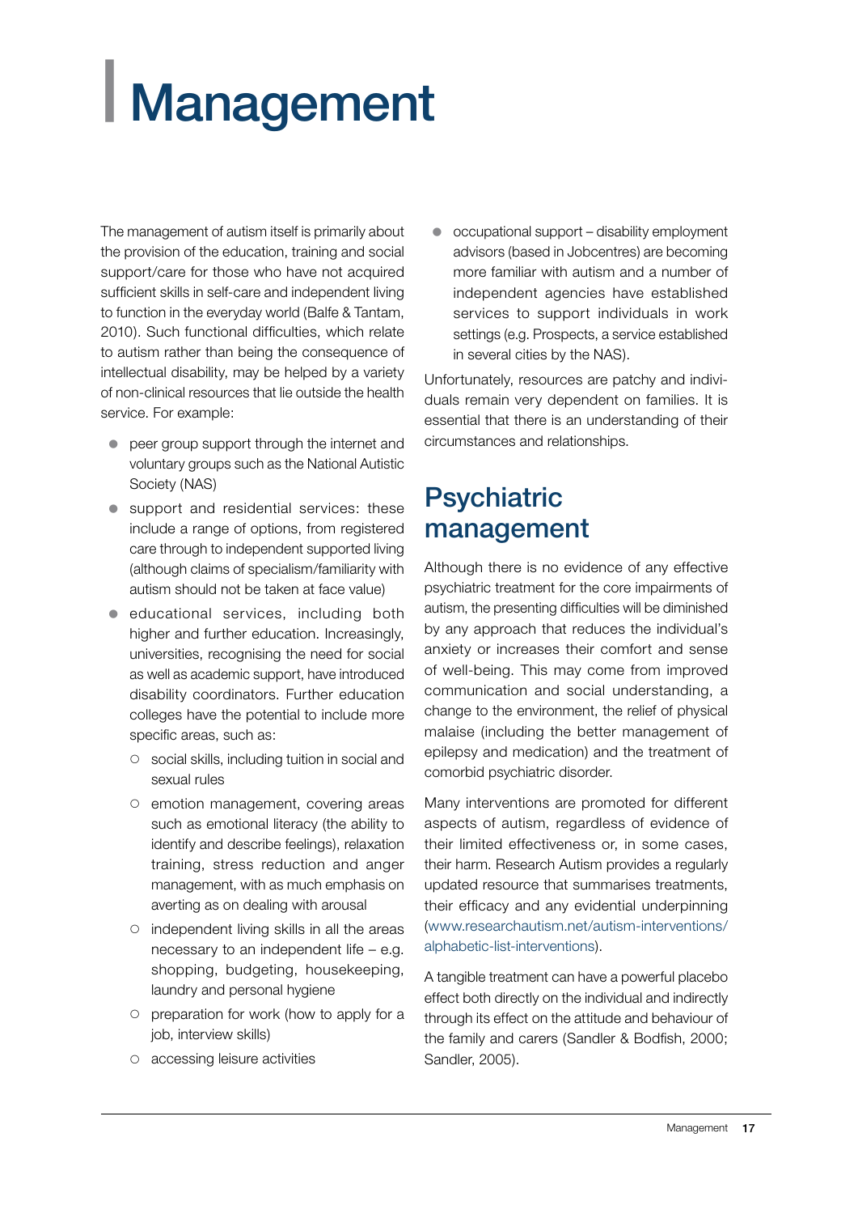# Management

The management of autism itself is primarily about the provision of the education, training and social support/care for those who have not acquired sufficient skills in self-care and independent living to function in the everyday world (Balfe & Tantam, 2010). Such functional difficulties, which relate to autism rather than being the consequence of intellectual disability, may be helped by a variety of non-clinical resources that lie outside the health service. For example:

- peer group support through the internet and voluntary groups such as the National Autistic Society (NAS)
- support and residential services: these include a range of options, from registered care through to independent supported living (although claims of specialism/familiarity with autism should not be taken at face value)
- educational services, including both higher and further education. Increasingly, universities, recognising the need for social as well as academic support, have introduced disability coordinators. Further education colleges have the potential to include more specific areas, such as:
  - social skills, including tuition in social and sexual rules
  - emotion management, covering areas such as emotional literacy (the ability to identify and describe feelings), relaxation training, stress reduction and anger management, with as much emphasis on averting as on dealing with arousal
  - independent living skills in all the areas necessary to an independent life – e.g. shopping, budgeting, housekeeping, laundry and personal hygiene
  - preparation for work (how to apply for a job, interview skills)
  - accessing leisure activities
- occupational support – disability employment advisors (based in Jobcentres) are becoming more familiar with autism and a number of independent agencies have established services to support individuals in work settings (e.g. Prospects, a service established in several cities by the NAS).

Unfortunately, resources are patchy and individuals remain very dependent on families. It is essential that there is an understanding of their circumstances and relationships.

## Psychiatric management

Although there is no evidence of any effective psychiatric treatment for the core impairments of autism, the presenting difficulties will be diminished by any approach that reduces the individual's anxiety or increases their comfort and sense of well-being. This may come from improved communication and social understanding, a change to the environment, the relief of physical malaise (including the better management of epilepsy and medication) and the treatment of comorbid psychiatric disorder.

Many interventions are promoted for different aspects of autism, regardless of evidence of their limited effectiveness or, in some cases, their harm. Research Autism provides a regularly updated resource that summarises treatments, their efficacy and any evidential underpinning (www.researchautism.net/autism-interventions/alphabetic-list-interventions).

A tangible treatment can have a powerful placebo effect both directly on the individual and indirectly through its effect on the attitude and behaviour of the family and carers (Sandler & Bodfish, 2000; Sandler, 2005).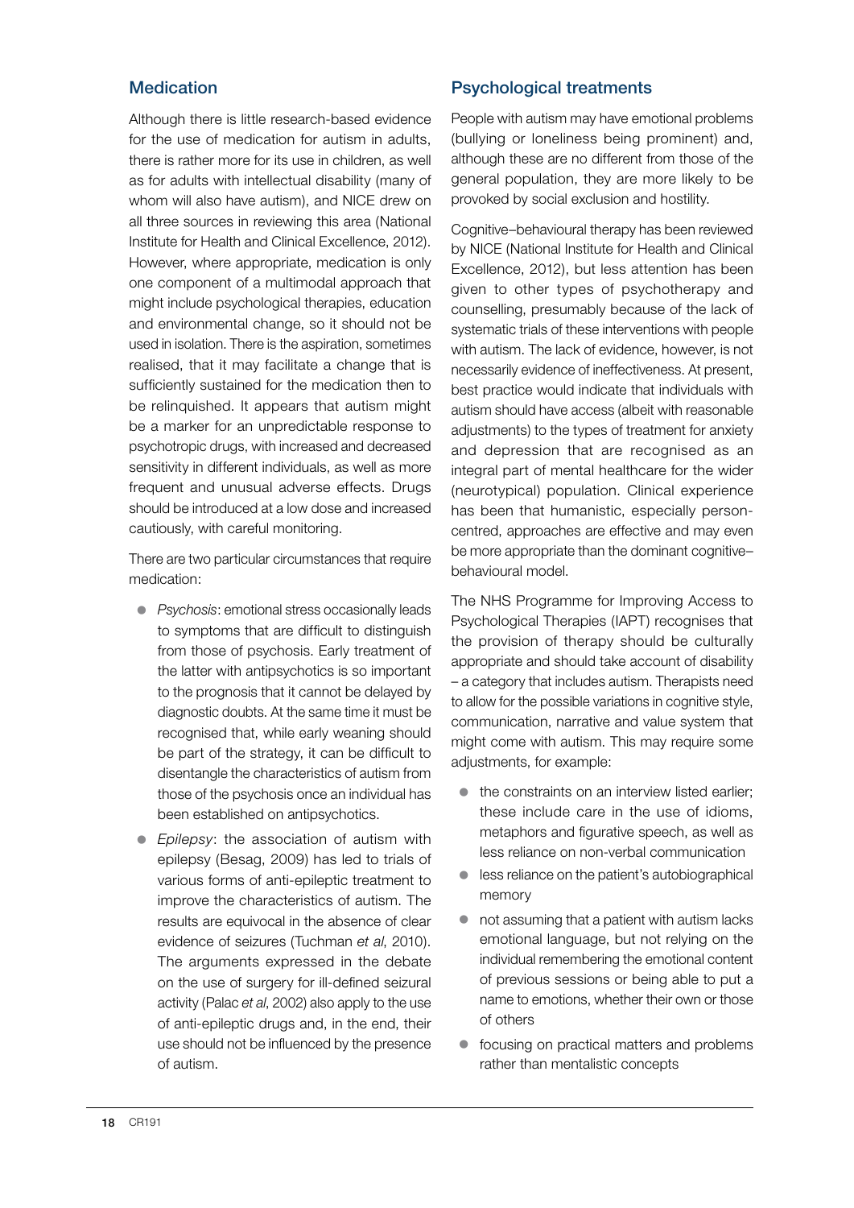## Medication

Although there is little research-based evidence for the use of medication for autism in adults, there is rather more for its use in children, as well as for adults with intellectual disability (many of whom will also have autism), and NICE drew on all three sources in reviewing this area (National Institute for Health and Clinical Excellence, 2012). However, where appropriate, medication is only one component of a multimodal approach that might include psychological therapies, education and environmental change, so it should not be used in isolation. There is the aspiration, sometimes realised, that it may facilitate a change that is sufficiently sustained for the medication then to be relinquished. It appears that autism might be a marker for an unpredictable response to psychotropic drugs, with increased and decreased sensitivity in different individuals, as well as more frequent and unusual adverse effects. Drugs should be introduced at a low dose and increased cautiously, with careful monitoring.

There are two particular circumstances that require medication:

- *Psychosis*: emotional stress occasionally leads to symptoms that are difficult to distinguish from those of psychosis. Early treatment of the latter with antipsychotics is so important to the prognosis that it cannot be delayed by diagnostic doubts. At the same time it must be recognised that, while early weaning should be part of the strategy, it can be difficult to disentangle the characteristics of autism from those of the psychosis once an individual has been established on antipsychotics.
- *Epilepsy*: the association of autism with epilepsy (Besag, 2009) has led to trials of various forms of anti-epileptic treatment to improve the characteristics of autism. The results are equivocal in the absence of clear evidence of seizures (Tuchman *et al*, 2010). The arguments expressed in the debate on the use of surgery for ill-defined seizural activity (Palac *et al*, 2002) also apply to the use of anti-epileptic drugs and, in the end, their use should not be influenced by the presence of autism.

## Psychological treatments

People with autism may have emotional problems (bullying or loneliness being prominent) and, although these are no different from those of the general population, they are more likely to be provoked by social exclusion and hostility.

Cognitive–behavioural therapy has been reviewed by NICE (National Institute for Health and Clinical Excellence, 2012), but less attention has been given to other types of psychotherapy and counselling, presumably because of the lack of systematic trials of these interventions with people with autism. The lack of evidence, however, is not necessarily evidence of ineffectiveness. At present, best practice would indicate that individuals with autism should have access (albeit with reasonable adjustments) to the types of treatment for anxiety and depression that are recognised as an integral part of mental healthcare for the wider (neurotypical) population. Clinical experience has been that humanistic, especially person-centred, approaches are effective and may even be more appropriate than the dominant cognitive–behavioural model.

The NHS Programme for Improving Access to Psychological Therapies (IAPT) recognises that the provision of therapy should be culturally appropriate and should take account of disability – a category that includes autism. Therapists need to allow for the possible variations in cognitive style, communication, narrative and value system that might come with autism. This may require some adjustments, for example:

- the constraints on an interview listed earlier; these include care in the use of idioms, metaphors and figurative speech, as well as less reliance on non-verbal communication
- less reliance on the patient's autobiographical memory
- not assuming that a patient with autism lacks emotional language, but not relying on the individual remembering the emotional content of previous sessions or being able to put a name to emotions, whether their own or those of others
- focusing on practical matters and problems rather than mentalistic concepts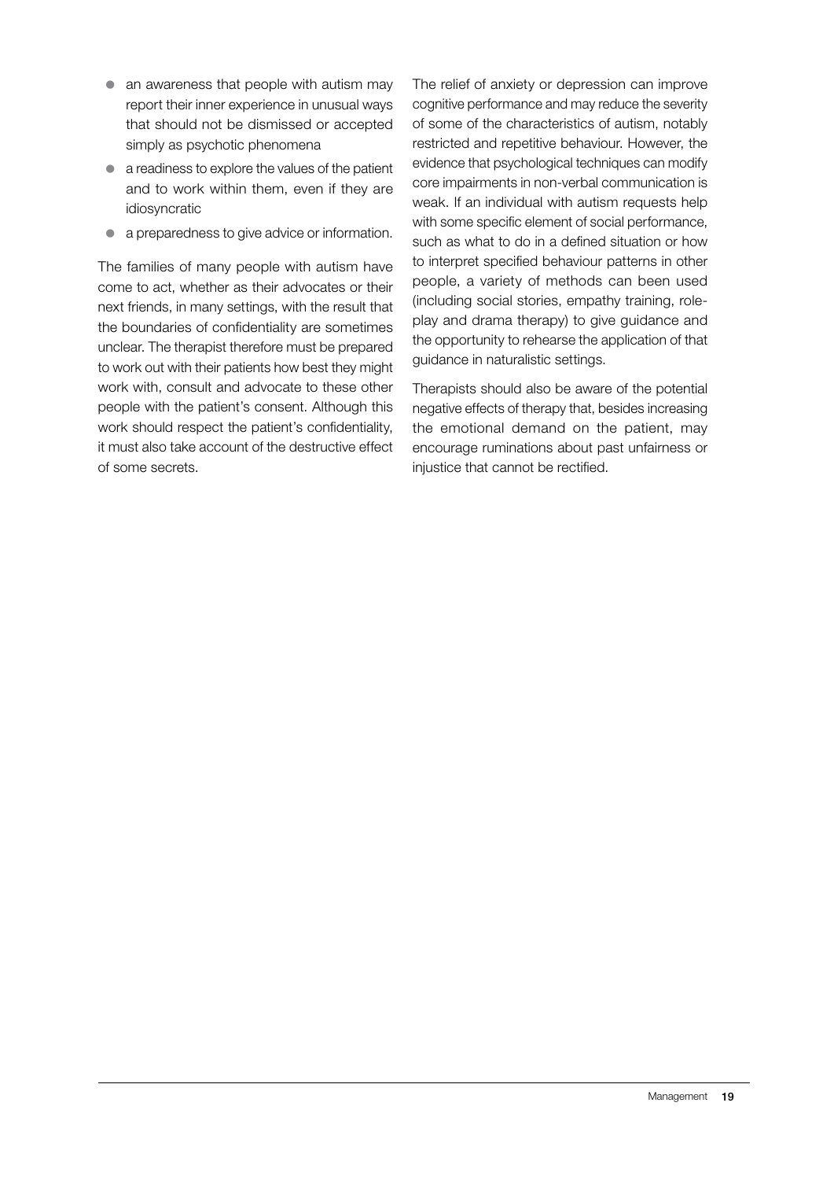- an awareness that people with autism may report their inner experience in unusual ways that should not be dismissed or accepted simply as psychotic phenomena
- a readiness to explore the values of the patient and to work within them, even if they are idiosyncratic
- a preparedness to give advice or information.

The families of many people with autism have come to act, whether as their advocates or their next friends, in many settings, with the result that the boundaries of confidentiality are sometimes unclear. The therapist therefore must be prepared to work out with their patients how best they might work with, consult and advocate to these other people with the patient's consent. Although this work should respect the patient's confidentiality, it must also take account of the destructive effect of some secrets.

The relief of anxiety or depression can improve cognitive performance and may reduce the severity of some of the characteristics of autism, notably restricted and repetitive behaviour. However, the evidence that psychological techniques can modify core impairments in non-verbal communication is weak. If an individual with autism requests help with some specific element of social performance, such as what to do in a defined situation or how to interpret specified behaviour patterns in other people, a variety of methods can been used (including social stories, empathy training, role-play and drama therapy) to give guidance and the opportunity to rehearse the application of that guidance in naturalistic settings.

Therapists should also be aware of the potential negative effects of therapy that, besides increasing the emotional demand on the patient, may encourage ruminations about past unfairness or injustice that cannot be rectified.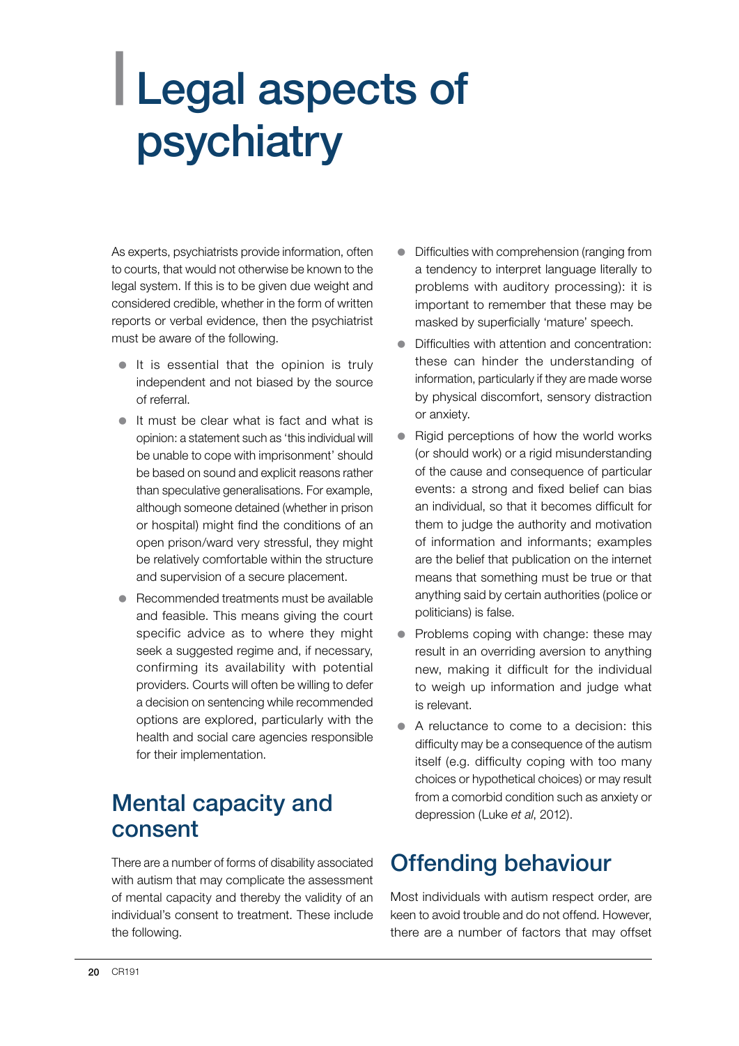# Legal aspects of psychiatry

As experts, psychiatrists provide information, often to courts, that would not otherwise be known to the legal system. If this is to be given due weight and considered credible, whether in the form of written reports or verbal evidence, then the psychiatrist must be aware of the following.

- It is essential that the opinion is truly independent and not biased by the source of referral.
- It must be clear what is fact and what is opinion: a statement such as 'this individual will be unable to cope with imprisonment' should be based on sound and explicit reasons rather than speculative generalisations. For example, although someone detained (whether in prison or hospital) might find the conditions of an open prison/ward very stressful, they might be relatively comfortable within the structure and supervision of a secure placement.
- Recommended treatments must be available and feasible. This means giving the court specific advice as to where they might seek a suggested regime and, if necessary, confirming its availability with potential providers. Courts will often be willing to defer a decision on sentencing while recommended options are explored, particularly with the health and social care agencies responsible for their implementation.

## Mental capacity and consent

There are a number of forms of disability associated with autism that may complicate the assessment of mental capacity and thereby the validity of an individual's consent to treatment. These include the following.

- Difficulties with comprehension (ranging from a tendency to interpret language literally to problems with auditory processing): it is important to remember that these may be masked by superficially 'mature' speech.
- Difficulties with attention and concentration: these can hinder the understanding of information, particularly if they are made worse by physical discomfort, sensory distraction or anxiety.
- Rigid perceptions of how the world works (or should work) or a rigid misunderstanding of the cause and consequence of particular events: a strong and fixed belief can bias an individual, so that it becomes difficult for them to judge the authority and motivation of information and informants; examples are the belief that publication on the internet means that something must be true or that anything said by certain authorities (police or politicians) is false.
- Problems coping with change: these may result in an overriding aversion to anything new, making it difficult for the individual to weigh up information and judge what is relevant.
- A reluctance to come to a decision: this difficulty may be a consequence of the autism itself (e.g. difficulty coping with too many choices or hypothetical choices) or may result from a comorbid condition such as anxiety or depression (Luke *et al*, 2012).

## Offending behaviour

Most individuals with autism respect order, are keen to avoid trouble and do not offend. However, there are a number of factors that may offset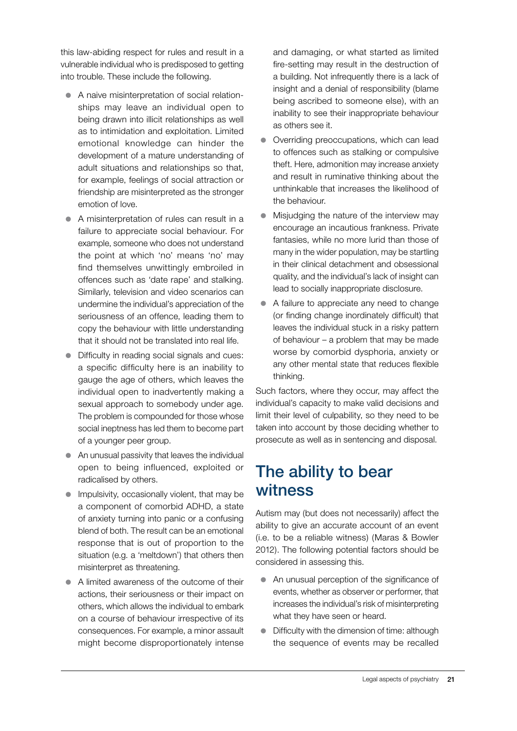this law-abiding respect for rules and result in a vulnerable individual who is predisposed to getting into trouble. These include the following.

- A naive misinterpretation of social relationships may leave an individual open to being drawn into illicit relationships as well as to intimidation and exploitation. Limited emotional knowledge can hinder the development of a mature understanding of adult situations and relationships so that, for example, feelings of social attraction or friendship are misinterpreted as the stronger emotion of love.
- A misinterpretation of rules can result in a failure to appreciate social behaviour. For example, someone who does not understand the point at which 'no' means 'no' may find themselves unwittingly embroiled in offences such as 'date rape' and stalking. Similarly, television and video scenarios can undermine the individual's appreciation of the seriousness of an offence, leading them to copy the behaviour with little understanding that it should not be translated into real life.
- Difficulty in reading social signals and cues: a specific difficulty here is an inability to gauge the age of others, which leaves the individual open to inadvertently making a sexual approach to somebody under age. The problem is compounded for those whose social ineptness has led them to become part of a younger peer group.
- An unusual passivity that leaves the individual open to being influenced, exploited or radicalised by others.
- Impulsivity, occasionally violent, that may be a component of comorbid ADHD, a state of anxiety turning into panic or a confusing blend of both. The result can be an emotional response that is out of proportion to the situation (e.g. a 'meltdown') that others then misinterpret as threatening.
- A limited awareness of the outcome of their actions, their seriousness or their impact on others, which allows the individual to embark on a course of behaviour irrespective of its consequences. For example, a minor assault might become disproportionately intense and damaging, or what started as limited fire-setting may result in the destruction of a building. Not infrequently there is a lack of insight and a denial of responsibility (blame being ascribed to someone else), with an inability to see their inappropriate behaviour as others see it.
- Overriding preoccupations, which can lead to offences such as stalking or compulsive theft. Here, admonition may increase anxiety and result in ruminative thinking about the unthinkable that increases the likelihood of the behaviour.
- Misjudging the nature of the interview may encourage an incautious frankness. Private fantasies, while no more lurid than those of many in the wider population, may be startling in their clinical detachment and obsessional quality, and the individual's lack of insight can lead to socially inappropriate disclosure.
- A failure to appreciate any need to change (or finding change inordinately difficult) that leaves the individual stuck in a risky pattern of behaviour – a problem that may be made worse by comorbid dysphoria, anxiety or any other mental state that reduces flexible thinking.

Such factors, where they occur, may affect the individual's capacity to make valid decisions and limit their level of culpability, so they need to be taken into account by those deciding whether to prosecute as well as in sentencing and disposal.

## The ability to bear witness

Autism may (but does not necessarily) affect the ability to give an accurate account of an event (i.e. to be a reliable witness) (Maras & Bowler 2012). The following potential factors should be considered in assessing this.

- An unusual perception of the significance of events, whether as observer or performer, that increases the individual's risk of misinterpreting what they have seen or heard.
- Difficulty with the dimension of time: although the sequence of events may be recalled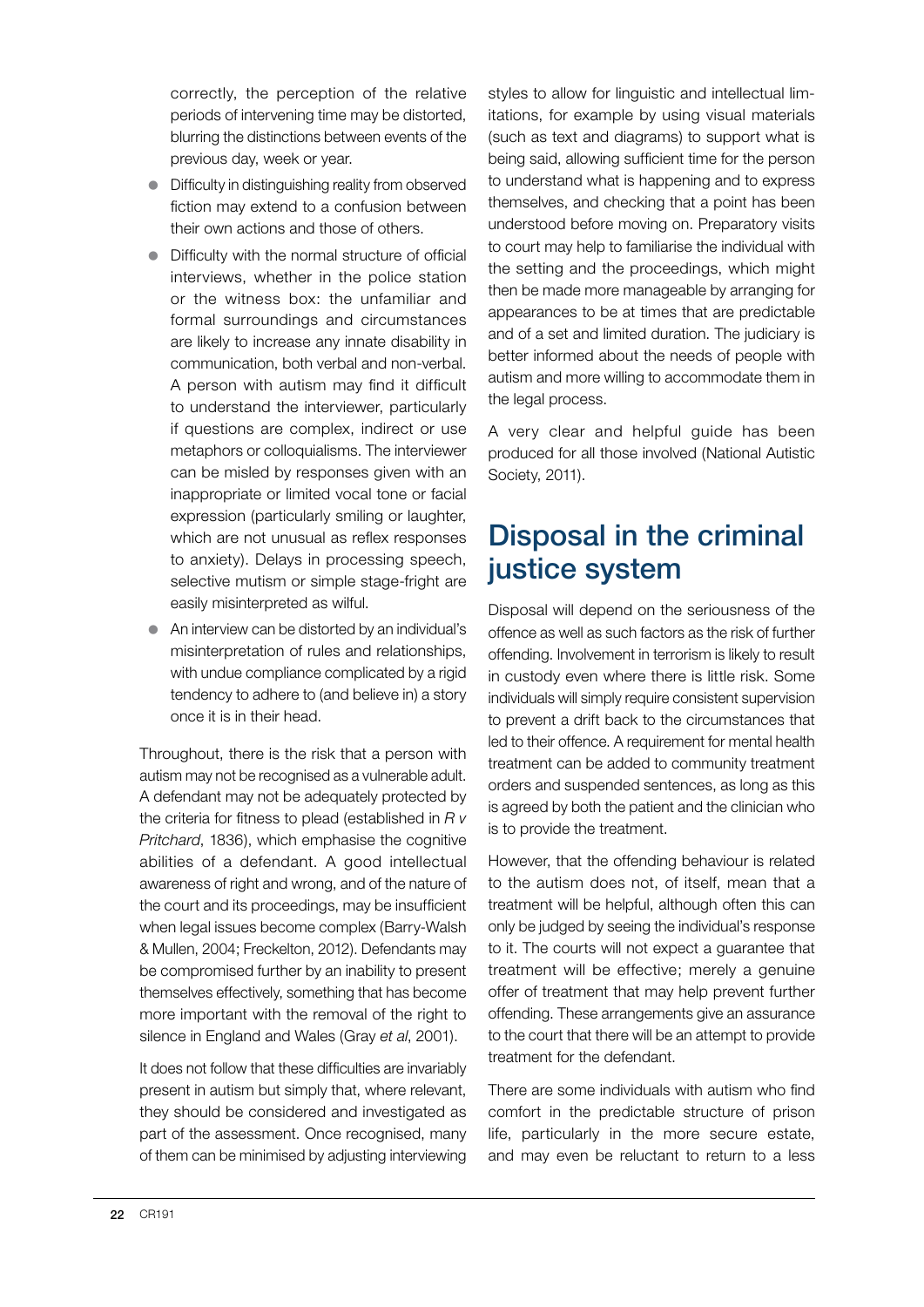correctly, the perception of the relative periods of intervening time may be distorted, blurring the distinctions between events of the previous day, week or year.

- Difficulty in distinguishing reality from observed fiction may extend to a confusion between their own actions and those of others.
- Difficulty with the normal structure of official interviews, whether in the police station or the witness box: the unfamiliar and formal surroundings and circumstances are likely to increase any innate disability in communication, both verbal and non-verbal. A person with autism may find it difficult to understand the interviewer, particularly if questions are complex, indirect or use metaphors or colloquialisms. The interviewer can be misled by responses given with an inappropriate or limited vocal tone or facial expression (particularly smiling or laughter, which are not unusual as reflex responses to anxiety). Delays in processing speech, selective mutism or simple stage-fright are easily misinterpreted as wilful.
- An interview can be distorted by an individual's misinterpretation of rules and relationships, with undue compliance complicated by a rigid tendency to adhere to (and believe in) a story once it is in their head.

Throughout, there is the risk that a person with autism may not be recognised as a vulnerable adult. A defendant may not be adequately protected by the criteria for fitness to plead (established in *R v Pritchard*, 1836), which emphasise the cognitive abilities of a defendant. A good intellectual awareness of right and wrong, and of the nature of the court and its proceedings, may be insufficient when legal issues become complex (Barry-Walsh & Mullen, 2004; Freckelton, 2012). Defendants may be compromised further by an inability to present themselves effectively, something that has become more important with the removal of the right to silence in England and Wales (Gray *et al*, 2001).

It does not follow that these difficulties are invariably present in autism but simply that, where relevant, they should be considered and investigated as part of the assessment. Once recognised, many of them can be minimised by adjusting interviewing styles to allow for linguistic and intellectual limitations, for example by using visual materials (such as text and diagrams) to support what is being said, allowing sufficient time for the person to understand what is happening and to express themselves, and checking that a point has been understood before moving on. Preparatory visits to court may help to familiarise the individual with the setting and the proceedings, which might then be made more manageable by arranging for appearances to be at times that are predictable and of a set and limited duration. The judiciary is better informed about the needs of people with autism and more willing to accommodate them in the legal process.

A very clear and helpful guide has been produced for all those involved (National Autistic Society, 2011).

## Disposal in the criminal justice system

Disposal will depend on the seriousness of the offence as well as such factors as the risk of further offending. Involvement in terrorism is likely to result in custody even where there is little risk. Some individuals will simply require consistent supervision to prevent a drift back to the circumstances that led to their offence. A requirement for mental health treatment can be added to community treatment orders and suspended sentences, as long as this is agreed by both the patient and the clinician who is to provide the treatment.

However, that the offending behaviour is related to the autism does not, of itself, mean that a treatment will be helpful, although often this can only be judged by seeing the individual's response to it. The courts will not expect a guarantee that treatment will be effective; merely a genuine offer of treatment that may help prevent further offending. These arrangements give an assurance to the court that there will be an attempt to provide treatment for the defendant.

There are some individuals with autism who find comfort in the predictable structure of prison life, particularly in the more secure estate, and may even be reluctant to return to a less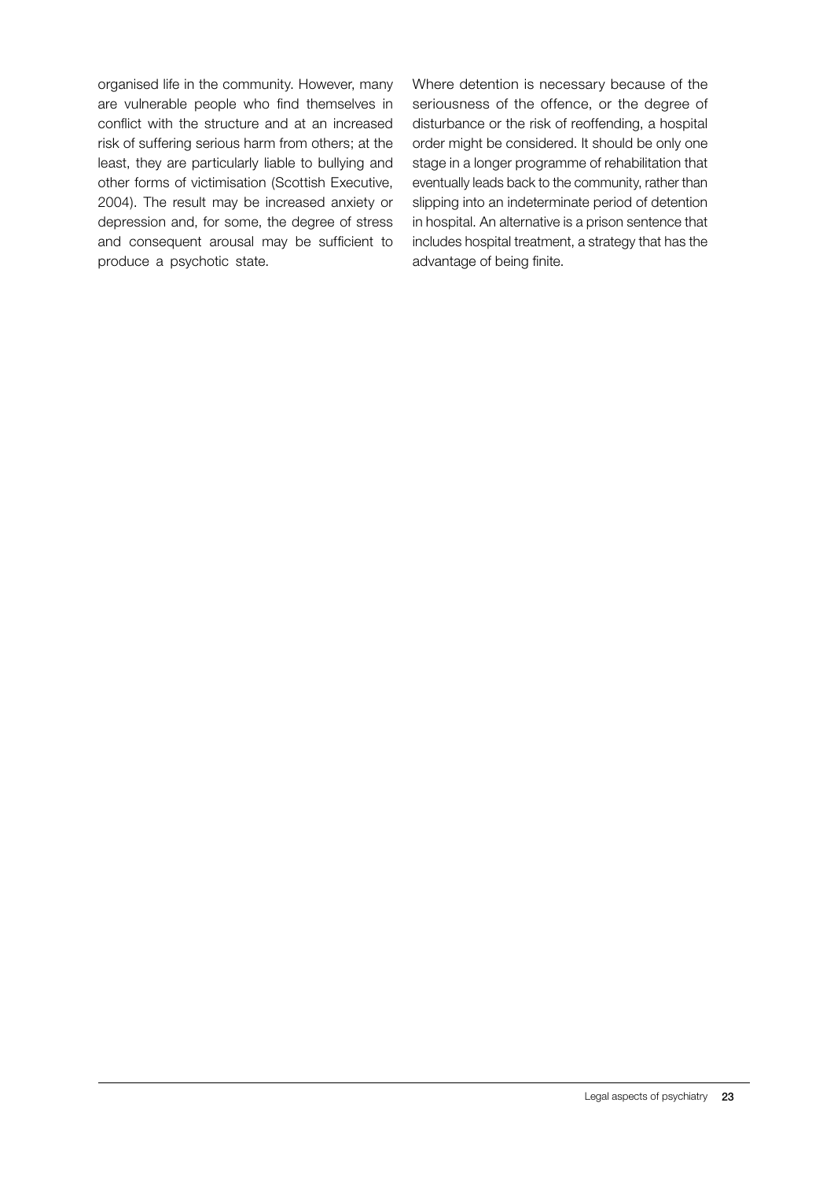organised life in the community. However, many are vulnerable people who find themselves in conflict with the structure and at an increased risk of suffering serious harm from others; at the least, they are particularly liable to bullying and other forms of victimisation (Scottish Executive, 2004). The result may be increased anxiety or depression and, for some, the degree of stress and consequent arousal may be sufficient to produce a psychotic state.

Where detention is necessary because of the seriousness of the offence, or the degree of disturbance or the risk of reoffending, a hospital order might be considered. It should be only one stage in a longer programme of rehabilitation that eventually leads back to the community, rather than slipping into an indeterminate period of detention in hospital. An alternative is a prison sentence that includes hospital treatment, a strategy that has the advantage of being finite.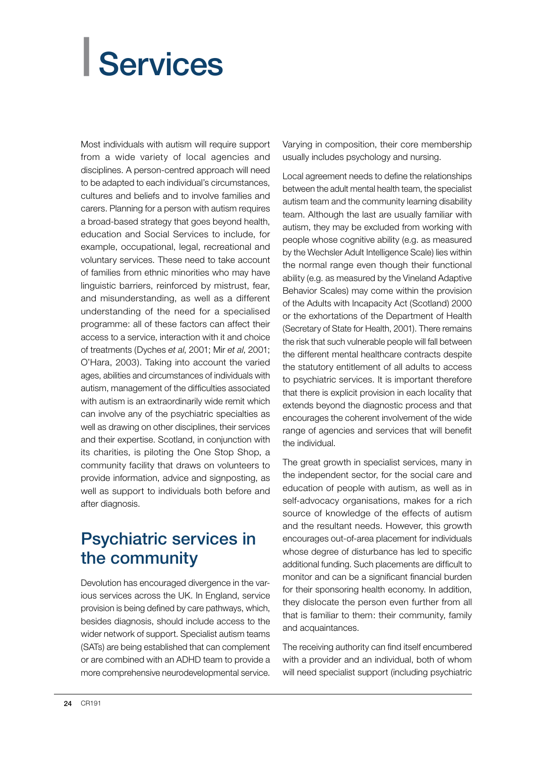# Services

Most individuals with autism will require support from a wide variety of local agencies and disciplines. A person-centred approach will need to be adapted to each individual's circumstances, cultures and beliefs and to involve families and carers. Planning for a person with autism requires a broad-based strategy that goes beyond health, education and Social Services to include, for example, occupational, legal, recreational and voluntary services. These need to take account of families from ethnic minorities who may have linguistic barriers, reinforced by mistrust, fear, and misunderstanding, as well as a different understanding of the need for a specialised programme: all of these factors can affect their access to a service, interaction with it and choice of treatments (Dyches *et al*, 2001; Mir *et al*, 2001; O'Hara, 2003). Taking into account the varied ages, abilities and circumstances of individuals with autism, management of the difficulties associated with autism is an extraordinarily wide remit which can involve any of the psychiatric specialties as well as drawing on other disciplines, their services and their expertise. Scotland, in conjunction with its charities, is piloting the One Stop Shop, a community facility that draws on volunteers to provide information, advice and signposting, as well as support to individuals both before and after diagnosis.

## Psychiatric services in the community

Devolution has encouraged divergence in the various services across the UK. In England, service provision is being defined by care pathways, which, besides diagnosis, should include access to the wider network of support. Specialist autism teams (SATs) are being established that can complement or are combined with an ADHD team to provide a more comprehensive neurodevelopmental service. Varying in composition, their core membership usually includes psychology and nursing.

Local agreement needs to define the relationships between the adult mental health team, the specialist autism team and the community learning disability team. Although the last are usually familiar with autism, they may be excluded from working with people whose cognitive ability (e.g. as measured by the Wechsler Adult Intelligence Scale) lies within the normal range even though their functional ability (e.g. as measured by the Vineland Adaptive Behavior Scales) may come within the provision of the Adults with Incapacity Act (Scotland) 2000 or the exhortations of the Department of Health (Secretary of State for Health, 2001). There remains the risk that such vulnerable people will fall between the different mental healthcare contracts despite the statutory entitlement of all adults to access to psychiatric services. It is important therefore that there is explicit provision in each locality that extends beyond the diagnostic process and that encourages the coherent involvement of the wide range of agencies and services that will benefit the individual.

The great growth in specialist services, many in the independent sector, for the social care and education of people with autism, as well as in self-advocacy organisations, makes for a rich source of knowledge of the effects of autism and the resultant needs. However, this growth encourages out-of-area placement for individuals whose degree of disturbance has led to specific additional funding. Such placements are difficult to monitor and can be a significant financial burden for their sponsoring health economy. In addition, they dislocate the person even further from all that is familiar to them: their community, family and acquaintances.

The receiving authority can find itself encumbered with a provider and an individual, both of whom will need specialist support (including psychiatric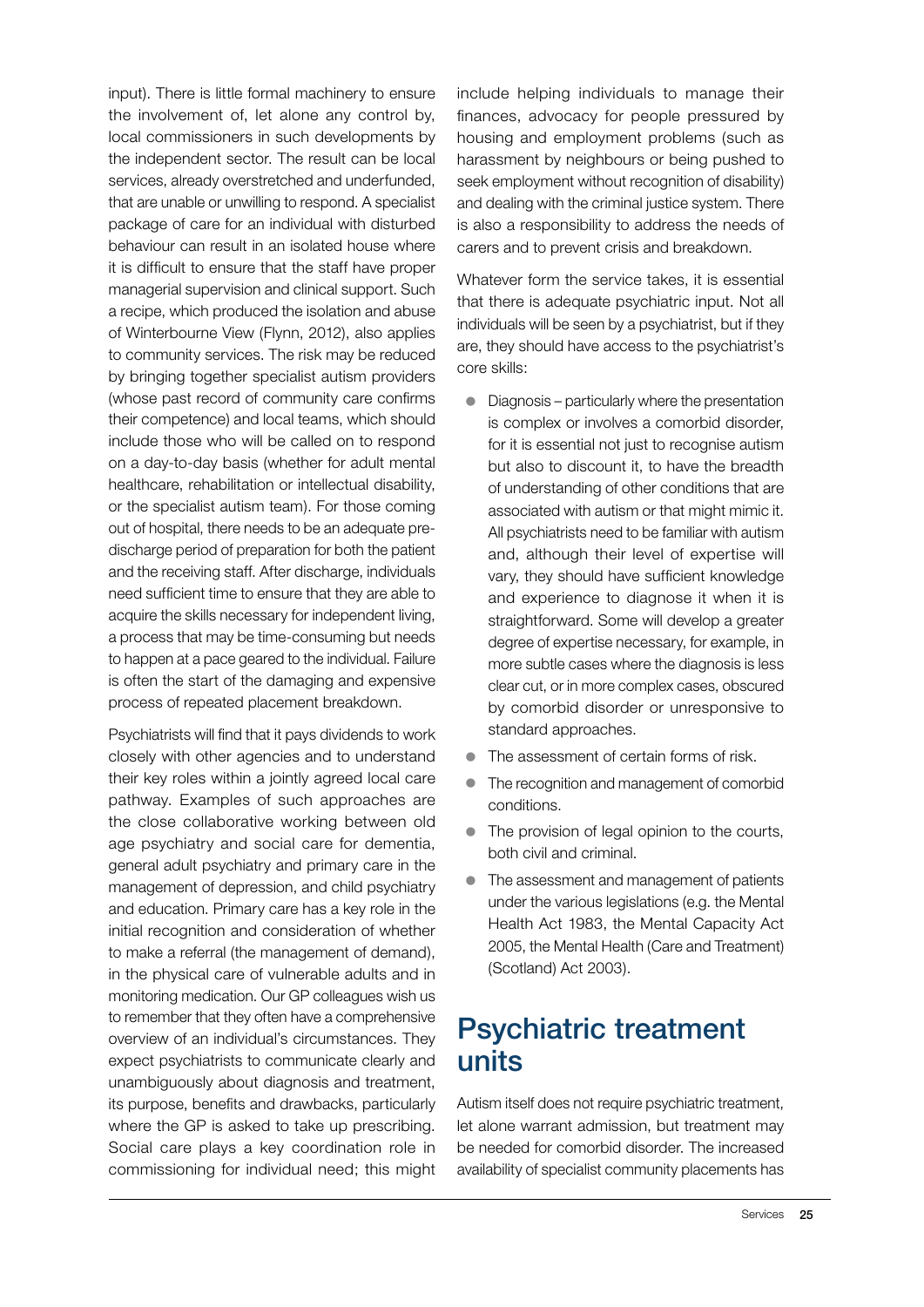input). There is little formal machinery to ensure the involvement of, let alone any control by, local commissioners in such developments by the independent sector. The result can be local services, already overstretched and underfunded, that are unable or unwilling to respond. A specialist package of care for an individual with disturbed behaviour can result in an isolated house where it is difficult to ensure that the staff have proper managerial supervision and clinical support. Such a recipe, which produced the isolation and abuse of Winterbourne View (Flynn, 2012), also applies to community services. The risk may be reduced by bringing together specialist autism providers (whose past record of community care confirms their competence) and local teams, which should include those who will be called on to respond on a day-to-day basis (whether for adult mental healthcare, rehabilitation or intellectual disability, or the specialist autism team). For those coming out of hospital, there needs to be an adequate pre-discharge period of preparation for both the patient and the receiving staff. After discharge, individuals need sufficient time to ensure that they are able to acquire the skills necessary for independent living, a process that may be time-consuming but needs to happen at a pace geared to the individual. Failure is often the start of the damaging and expensive process of repeated placement breakdown.

Psychiatrists will find that it pays dividends to work closely with other agencies and to understand their key roles within a jointly agreed local care pathway. Examples of such approaches are the close collaborative working between old age psychiatry and social care for dementia, general adult psychiatry and primary care in the management of depression, and child psychiatry and education. Primary care has a key role in the initial recognition and consideration of whether to make a referral (the management of demand), in the physical care of vulnerable adults and in monitoring medication. Our GP colleagues wish us to remember that they often have a comprehensive overview of an individual's circumstances. They expect psychiatrists to communicate clearly and unambiguously about diagnosis and treatment, its purpose, benefits and drawbacks, particularly where the GP is asked to take up prescribing. Social care plays a key coordination role in commissioning for individual need; this might include helping individuals to manage their finances, advocacy for people pressured by housing and employment problems (such as harassment by neighbours or being pushed to seek employment without recognition of disability) and dealing with the criminal justice system. There is also a responsibility to address the needs of carers and to prevent crisis and breakdown.

Whatever form the service takes, it is essential that there is adequate psychiatric input. Not all individuals will be seen by a psychiatrist, but if they are, they should have access to the psychiatrist's core skills:

- Diagnosis – particularly where the presentation is complex or involves a comorbid disorder, for it is essential not just to recognise autism but also to discount it, to have the breadth of understanding of other conditions that are associated with autism or that might mimic it. All psychiatrists need to be familiar with autism and, although their level of expertise will vary, they should have sufficient knowledge and experience to diagnose it when it is straightforward. Some will develop a greater degree of expertise necessary, for example, in more subtle cases where the diagnosis is less clear cut, or in more complex cases, obscured by comorbid disorder or unresponsive to standard approaches.
- The assessment of certain forms of risk.
- The recognition and management of comorbid conditions.
- The provision of legal opinion to the courts, both civil and criminal.
- The assessment and management of patients under the various legislations (e.g. the Mental Health Act 1983, the Mental Capacity Act 2005, the Mental Health (Care and Treatment) (Scotland) Act 2003).

## Psychiatric treatment units

Autism itself does not require psychiatric treatment, let alone warrant admission, but treatment may be needed for comorbid disorder. The increased availability of specialist community placements has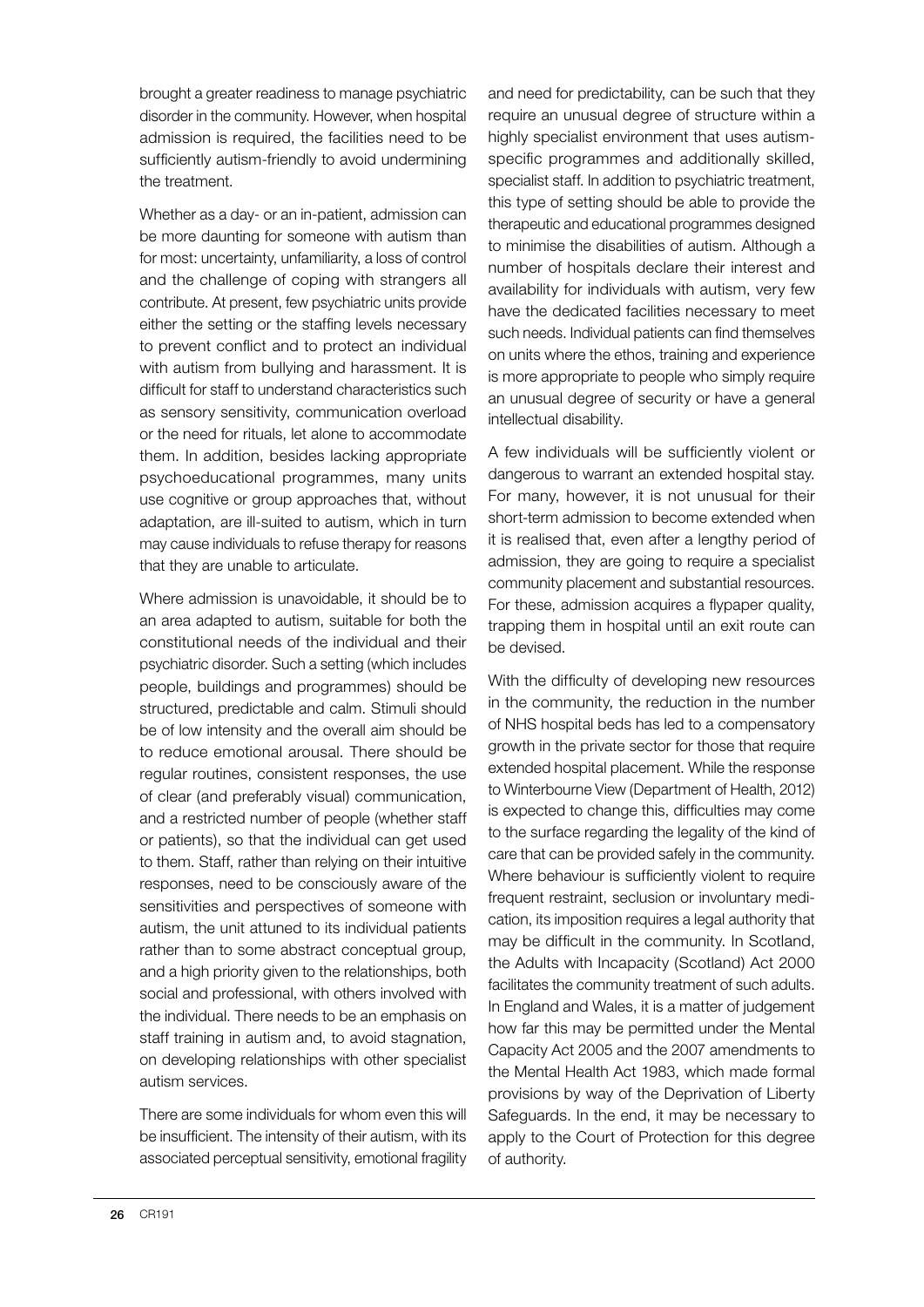brought a greater readiness to manage psychiatric disorder in the community. However, when hospital admission is required, the facilities need to be sufficiently autism-friendly to avoid undermining the treatment.

Whether as a day- or an in-patient, admission can be more daunting for someone with autism than for most: uncertainty, unfamiliarity, a loss of control and the challenge of coping with strangers all contribute. At present, few psychiatric units provide either the setting or the staffing levels necessary to prevent conflict and to protect an individual with autism from bullying and harassment. It is difficult for staff to understand characteristics such as sensory sensitivity, communication overload or the need for rituals, let alone to accommodate them. In addition, besides lacking appropriate psychoeducational programmes, many units use cognitive or group approaches that, without adaptation, are ill-suited to autism, which in turn may cause individuals to refuse therapy for reasons that they are unable to articulate.

Where admission is unavoidable, it should be to an area adapted to autism, suitable for both the constitutional needs of the individual and their psychiatric disorder. Such a setting (which includes people, buildings and programmes) should be structured, predictable and calm. Stimuli should be of low intensity and the overall aim should be to reduce emotional arousal. There should be regular routines, consistent responses, the use of clear (and preferably visual) communication, and a restricted number of people (whether staff or patients), so that the individual can get used to them. Staff, rather than relying on their intuitive responses, need to be consciously aware of the sensitivities and perspectives of someone with autism, the unit attuned to its individual patients rather than to some abstract conceptual group, and a high priority given to the relationships, both social and professional, with others involved with the individual. There needs to be an emphasis on staff training in autism and, to avoid stagnation, on developing relationships with other specialist autism services.

There are some individuals for whom even this will be insufficient. The intensity of their autism, with its associated perceptual sensitivity, emotional fragility and need for predictability, can be such that they require an unusual degree of structure within a highly specialist environment that uses autism-specific programmes and additionally skilled, specialist staff. In addition to psychiatric treatment, this type of setting should be able to provide the therapeutic and educational programmes designed to minimise the disabilities of autism. Although a number of hospitals declare their interest and availability for individuals with autism, very few have the dedicated facilities necessary to meet such needs. Individual patients can find themselves on units where the ethos, training and experience is more appropriate to people who simply require an unusual degree of security or have a general intellectual disability.

A few individuals will be sufficiently violent or dangerous to warrant an extended hospital stay. For many, however, it is not unusual for their short-term admission to become extended when it is realised that, even after a lengthy period of admission, they are going to require a specialist community placement and substantial resources. For these, admission acquires a flypaper quality, trapping them in hospital until an exit route can be devised.

With the difficulty of developing new resources in the community, the reduction in the number of NHS hospital beds has led to a compensatory growth in the private sector for those that require extended hospital placement. While the response to Winterbourne View (Department of Health, 2012) is expected to change this, difficulties may come to the surface regarding the legality of the kind of care that can be provided safely in the community. Where behaviour is sufficiently violent to require frequent restraint, seclusion or involuntary medication, its imposition requires a legal authority that may be difficult in the community. In Scotland, the Adults with Incapacity (Scotland) Act 2000 facilitates the community treatment of such adults. In England and Wales, it is a matter of judgement how far this may be permitted under the Mental Capacity Act 2005 and the 2007 amendments to the Mental Health Act 1983, which made formal provisions by way of the Deprivation of Liberty Safeguards. In the end, it may be necessary to apply to the Court of Protection for this degree of authority.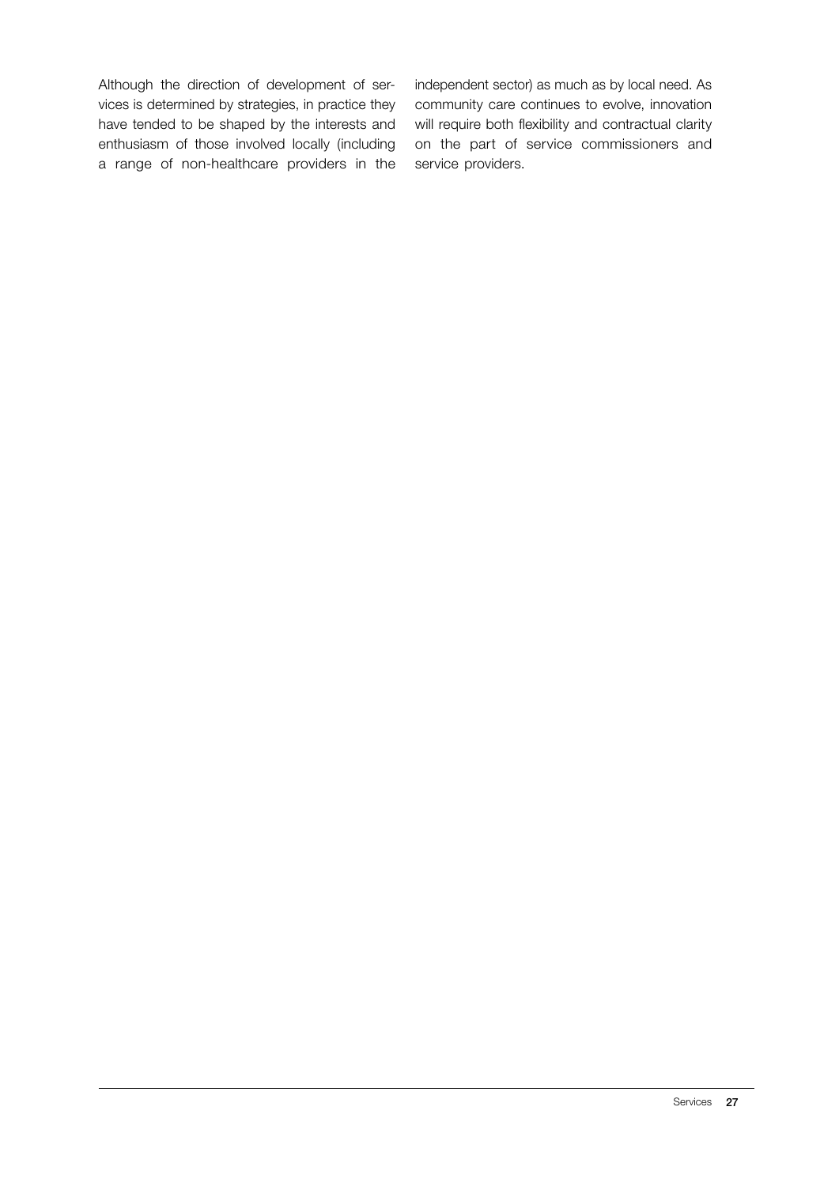Although the direction of development of services is determined by strategies, in practice they have tended to be shaped by the interests and enthusiasm of those involved locally (including a range of non-healthcare providers in the independent sector) as much as by local need. As community care continues to evolve, innovation will require both flexibility and contractual clarity on the part of service commissioners and service providers.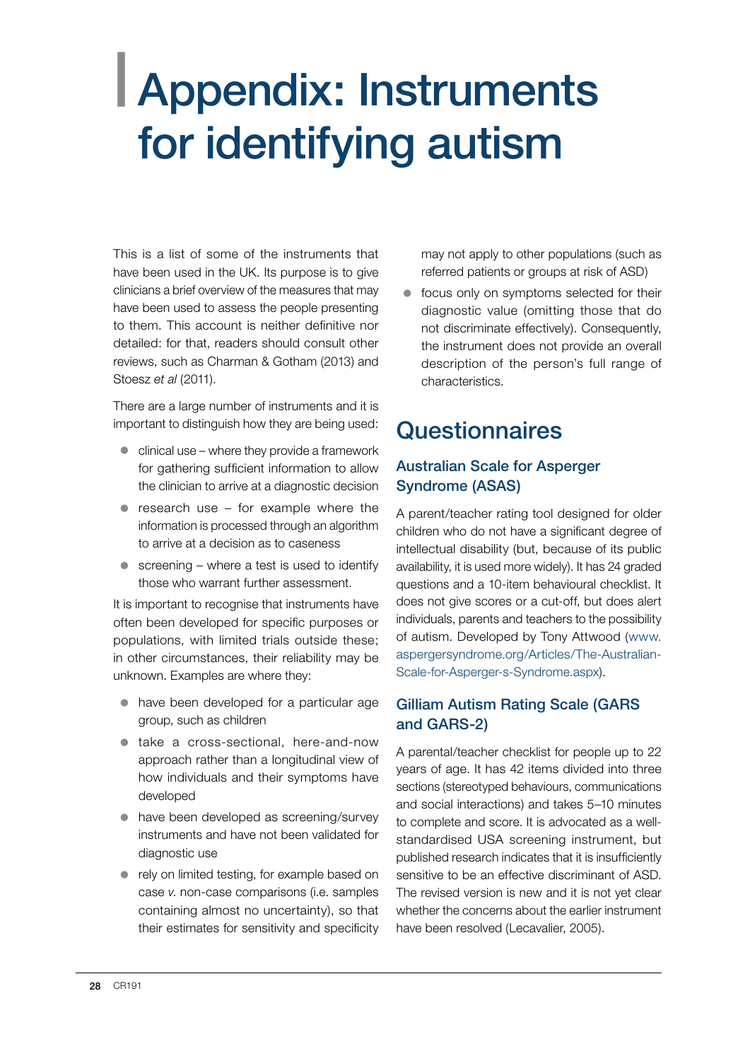# Appendix: Instruments for identifying autism

This is a list of some of the instruments that have been used in the UK. Its purpose is to give clinicians a brief overview of the measures that may have been used to assess the people presenting to them. This account is neither definitive nor detailed: for that, readers should consult other reviews, such as Charman & Gotham (2013) and Stoesz *et al* (2011).

There are a large number of instruments and it is important to distinguish how they are being used:

- clinical use – where they provide a framework for gathering sufficient information to allow the clinician to arrive at a diagnostic decision
- research use – for example where the information is processed through an algorithm to arrive at a decision as to caseness
- screening – where a test is used to identify those who warrant further assessment.

It is important to recognise that instruments have often been developed for specific purposes or populations, with limited trials outside these; in other circumstances, their reliability may be unknown. Examples are where they:

- have been developed for a particular age group, such as children
- take a cross-sectional, here-and-now approach rather than a longitudinal view of how individuals and their symptoms have developed
- have been developed as screening/survey instruments and have not been validated for diagnostic use
- rely on limited testing, for example based on case *v.* non-case comparisons (i.e. samples containing almost no uncertainty), so that their estimates for sensitivity and specificity may not apply to other populations (such as referred patients or groups at risk of ASD)
- focus only on symptoms selected for their diagnostic value (omitting those that do not discriminate effectively). Consequently, the instrument does not provide an overall description of the person's full range of characteristics.

## Questionnaires

### Australian Scale for Asperger Syndrome (ASAS)

A parent/teacher rating tool designed for older children who do not have a significant degree of intellectual disability (but, because of its public availability, it is used more widely). It has 24 graded questions and a 10-item behavioural checklist. It does not give scores or a cut-off, but does alert individuals, parents and teachers to the possibility of autism. Developed by Tony Attwood (www.aspergersyndrome.org/Articles/The-Australian-Scale-for-Asperger-s-Syndrome.aspx).

### Gilliam Autism Rating Scale (GARS and GARS-2)

A parental/teacher checklist for people up to 22 years of age. It has 42 items divided into three sections (stereotyped behaviours, communications and social interactions) and takes 5–10 minutes to complete and score. It is advocated as a well-standardised USA screening instrument, but published research indicates that it is insufficiently sensitive to be an effective discriminant of ASD. The revised version is new and it is not yet clear whether the concerns about the earlier instrument have been resolved (Lecavalier, 2005).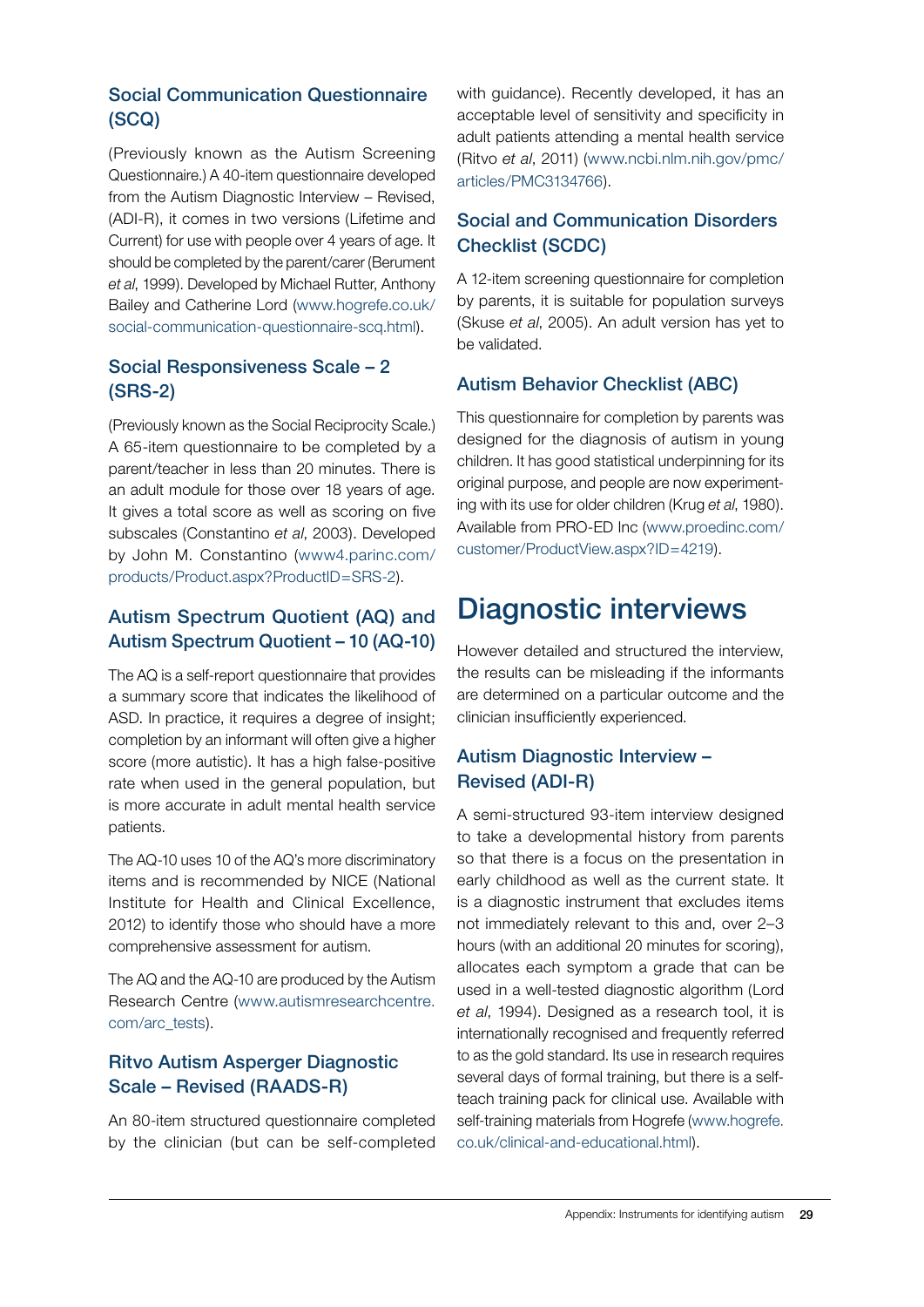### Social Communication Questionnaire (SCQ)

(Previously known as the Autism Screening Questionnaire.) A 40-item questionnaire developed from the Autism Diagnostic Interview – Revised, (ADI-R), it comes in two versions (Lifetime and Current) for use with people over 4 years of age. It should be completed by the parent/carer (Berument *et al*, 1999). Developed by Michael Rutter, Anthony Bailey and Catherine Lord (www.hogrefe.co.uk/social-communication-questionnaire-scq.html).

### Social Responsiveness Scale – 2 (SRS-2)

(Previously known as the Social Reciprocity Scale.) A 65-item questionnaire to be completed by a parent/teacher in less than 20 minutes. There is an adult module for those over 18 years of age. It gives a total score as well as scoring on five subscales (Constantino *et al*, 2003). Developed by John M. Constantino (www4.parinc.com/products/Product.aspx?ProductID=SRS-2).

### Autism Spectrum Quotient (AQ) and Autism Spectrum Quotient – 10 (AQ-10)

The AQ is a self-report questionnaire that provides a summary score that indicates the likelihood of ASD. In practice, it requires a degree of insight; completion by an informant will often give a higher score (more autistic). It has a high false-positive rate when used in the general population, but is more accurate in adult mental health service patients.

The AQ-10 uses 10 of the AQ's more discriminatory items and is recommended by NICE (National Institute for Health and Clinical Excellence, 2012) to identify those who should have a more comprehensive assessment for autism.

The AQ and the AQ-10 are produced by the Autism Research Centre (www.autismresearchcentre.com/arc_tests).

### Ritvo Autism Asperger Diagnostic Scale – Revised (RAADS-R)

An 80-item structured questionnaire completed by the clinician (but can be self-completed with guidance). Recently developed, it has an acceptable level of sensitivity and specificity in adult patients attending a mental health service (Ritvo *et al*, 2011) (www.ncbi.nlm.nih.gov/pmc/articles/PMC3134766).

### Social and Communication Disorders Checklist (SCDC)

A 12-item screening questionnaire for completion by parents, it is suitable for population surveys (Skuse *et al*, 2005). An adult version has yet to be validated.

### Autism Behavior Checklist (ABC)

This questionnaire for completion by parents was designed for the diagnosis of autism in young children. It has good statistical underpinning for its original purpose, and people are now experimenting with its use for older children (Krug *et al*, 1980). Available from PRO-ED Inc (www.proedinc.com/customer/ProductView.aspx?ID=4219).

## Diagnostic interviews

However detailed and structured the interview, the results can be misleading if the informants are determined on a particular outcome and the clinician insufficiently experienced.

### Autism Diagnostic Interview – Revised (ADI-R)

A semi-structured 93-item interview designed to take a developmental history from parents so that there is a focus on the presentation in early childhood as well as the current state. It is a diagnostic instrument that excludes items not immediately relevant to this and, over 2–3 hours (with an additional 20 minutes for scoring), allocates each symptom a grade that can be used in a well-tested diagnostic algorithm (Lord *et al*, 1994). Designed as a research tool, it is internationally recognised and frequently referred to as the gold standard. Its use in research requires several days of formal training, but there is a self-teach training pack for clinical use. Available with self-training materials from Hogrefe (www.hogrefe.co.uk/clinical-and-educational.html).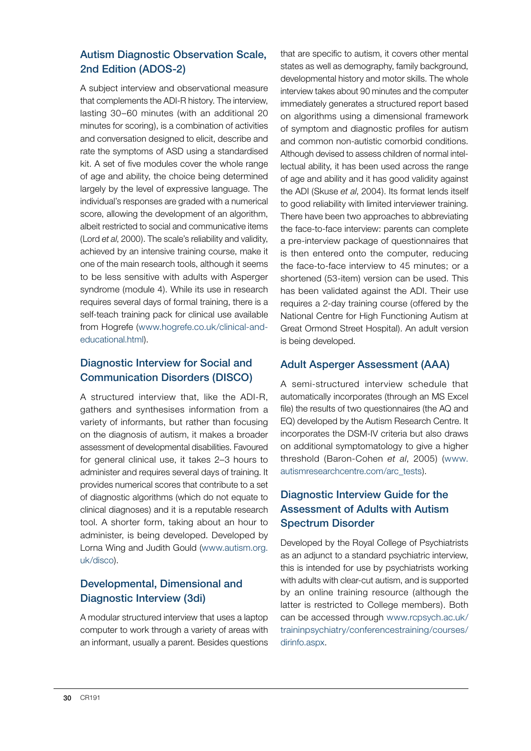### Autism Diagnostic Observation Scale, 2nd Edition (ADOS-2)

A subject interview and observational measure that complements the ADI-R history. The interview, lasting 30–60 minutes (with an additional 20 minutes for scoring), is a combination of activities and conversation designed to elicit, describe and rate the symptoms of ASD using a standardised kit. A set of five modules cover the whole range of age and ability, the choice being determined largely by the level of expressive language. The individual's responses are graded with a numerical score, allowing the development of an algorithm, albeit restricted to social and communicative items (Lord *et al*, 2000). The scale's reliability and validity, achieved by an intensive training course, make it one of the main research tools, although it seems to be less sensitive with adults with Asperger syndrome (module 4). While its use in research requires several days of formal training, there is a self-teach training pack for clinical use available from Hogrefe (www.hogrefe.co.uk/clinical-and-educational.html).

### Diagnostic Interview for Social and Communication Disorders (DISCO)

A structured interview that, like the ADI-R, gathers and synthesises information from a variety of informants, but rather than focusing on the diagnosis of autism, it makes a broader assessment of developmental disabilities. Favoured for general clinical use, it takes 2–3 hours to administer and requires several days of training. It provides numerical scores that contribute to a set of diagnostic algorithms (which do not equate to clinical diagnoses) and it is a reputable research tool. A shorter form, taking about an hour to administer, is being developed. Developed by Lorna Wing and Judith Gould (www.autism.org.uk/disco).

### Developmental, Dimensional and Diagnostic Interview (3di)

A modular structured interview that uses a laptop computer to work through a variety of areas with an informant, usually a parent. Besides questions that are specific to autism, it covers other mental states as well as demography, family background, developmental history and motor skills. The whole interview takes about 90 minutes and the computer immediately generates a structured report based on algorithms using a dimensional framework of symptom and diagnostic profiles for autism and common non-autistic comorbid conditions. Although devised to assess children of normal intellectual ability, it has been used across the range of age and ability and it has good validity against the ADI (Skuse *et al*, 2004). Its format lends itself to good reliability with limited interviewer training. There have been two approaches to abbreviating the face-to-face interview: parents can complete a pre-interview package of questionnaires that is then entered onto the computer, reducing the face-to-face interview to 45 minutes; or a shortened (53-item) version can be used. This has been validated against the ADI. Their use requires a 2-day training course (offered by the National Centre for High Functioning Autism at Great Ormond Street Hospital). An adult version is being developed.

### Adult Asperger Assessment (AAA)

A semi-structured interview schedule that automatically incorporates (through an MS Excel file) the results of two questionnaires (the AQ and EQ) developed by the Autism Research Centre. It incorporates the DSM-IV criteria but also draws on additional symptomatology to give a higher threshold (Baron-Cohen *et al*, 2005) (www.autismresearchcentre.com/arc_tests).

### Diagnostic Interview Guide for the Assessment of Adults with Autism Spectrum Disorder

Developed by the Royal College of Psychiatrists as an adjunct to a standard psychiatric interview, this is intended for use by psychiatrists working with adults with clear-cut autism, and is supported by an online training resource (although the latter is restricted to College members). Both can be accessed through www.rcpsych.ac.uk/traininpsychiatry/conferencestraining/courses/dirinfo.aspx.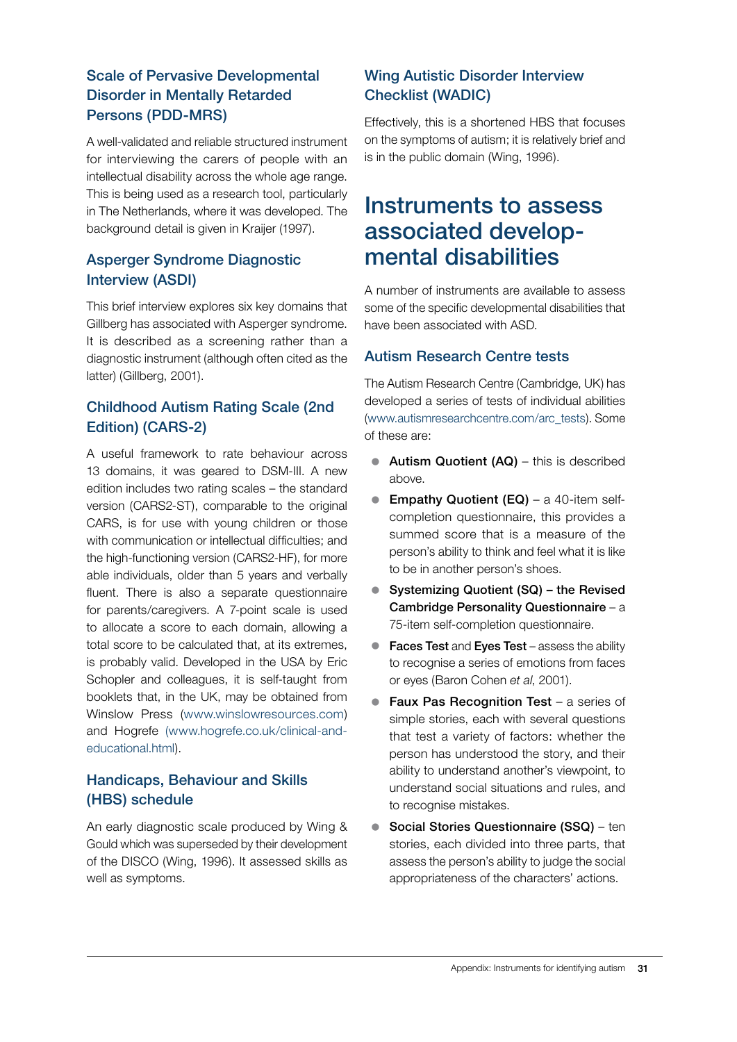### Scale of Pervasive Developmental Disorder in Mentally Retarded Persons (PDD-MRS)

A well-validated and reliable structured instrument for interviewing the carers of people with an intellectual disability across the whole age range. This is being used as a research tool, particularly in The Netherlands, where it was developed. The background detail is given in Kraijer (1997).

### Asperger Syndrome Diagnostic Interview (ASDI)

This brief interview explores six key domains that Gillberg has associated with Asperger syndrome. It is described as a screening rather than a diagnostic instrument (although often cited as the latter) (Gillberg, 2001).

### Childhood Autism Rating Scale (2nd Edition) (CARS-2)

A useful framework to rate behaviour across 13 domains, it was geared to DSM-III. A new edition includes two rating scales – the standard version (CARS2-ST), comparable to the original CARS, is for use with young children or those with communication or intellectual difficulties; and the high-functioning version (CARS2-HF), for more able individuals, older than 5 years and verbally fluent. There is also a separate questionnaire for parents/caregivers. A 7-point scale is used to allocate a score to each domain, allowing a total score to be calculated that, at its extremes, is probably valid. Developed in the USA by Eric Schopler and colleagues, it is self-taught from booklets that, in the UK, may be obtained from Winslow Press (www.winslowresources.com) and Hogrefe (www.hogrefe.co.uk/clinical-and-educational.html).

### Handicaps, Behaviour and Skills (HBS) schedule

An early diagnostic scale produced by Wing & Gould which was superseded by their development of the DISCO (Wing, 1996). It assessed skills as well as symptoms.

### Wing Autistic Disorder Interview Checklist (WADIC)

Effectively, this is a shortened HBS that focuses on the symptoms of autism; it is relatively brief and is in the public domain (Wing, 1996).

## Instruments to assess associated developmental disabilities

A number of instruments are available to assess some of the specific developmental disabilities that have been associated with ASD.

### Autism Research Centre tests

The Autism Research Centre (Cambridge, UK) has developed a series of tests of individual abilities (www.autismresearchcentre.com/arc_tests). Some of these are:

- **Autism Quotient (AQ)** – this is described above.
- **Empathy Quotient (EQ)** – a 40-item self-completion questionnaire, this provides a summed score that is a measure of the person's ability to think and feel what it is like to be in another person's shoes.
- **Systemizing Quotient (SQ) – the Revised Cambridge Personality Questionnaire** – a 75-item self-completion questionnaire.
- **Faces Test** and **Eyes Test** – assess the ability to recognise a series of emotions from faces or eyes (Baron Cohen *et al*, 2001).
- **Faux Pas Recognition Test** – a series of simple stories, each with several questions that test a variety of factors: whether the person has understood the story, and their ability to understand another's viewpoint, to understand social situations and rules, and to recognise mistakes.
- **Social Stories Questionnaire (SSQ)** – ten stories, each divided into three parts, that assess the person's ability to judge the social appropriateness of the characters' actions.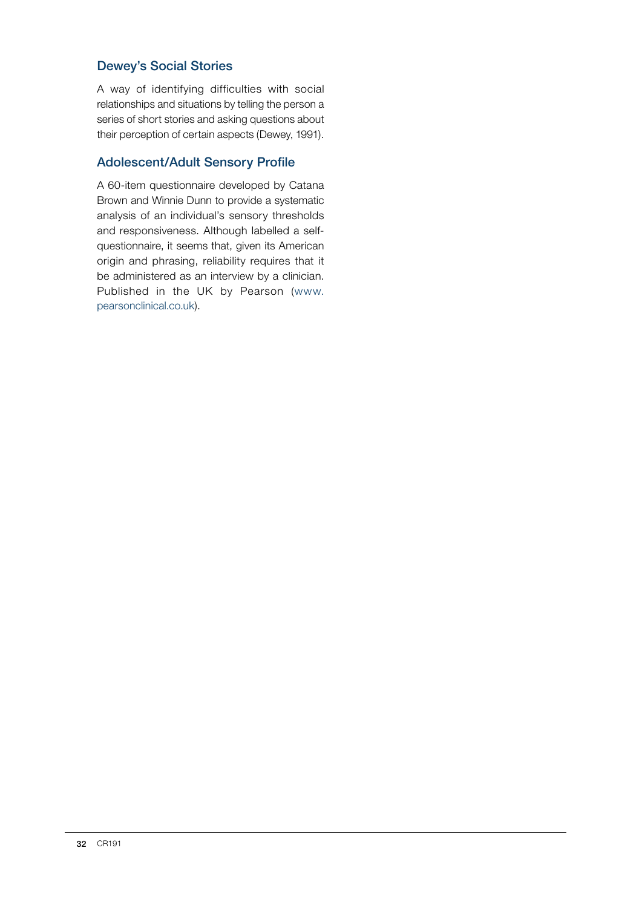### Dewey's Social Stories

A way of identifying difficulties with social relationships and situations by telling the person a series of short stories and asking questions about their perception of certain aspects (Dewey, 1991).

### Adolescent/Adult Sensory Profile

A 60-item questionnaire developed by Catana Brown and Winnie Dunn to provide a systematic analysis of an individual's sensory thresholds and responsiveness. Although labelled a self-questionnaire, it seems that, given its American origin and phrasing, reliability requires that it be administered as an interview by a clinician. Published in the UK by Pearson (www.pearsonclinical.co.uk).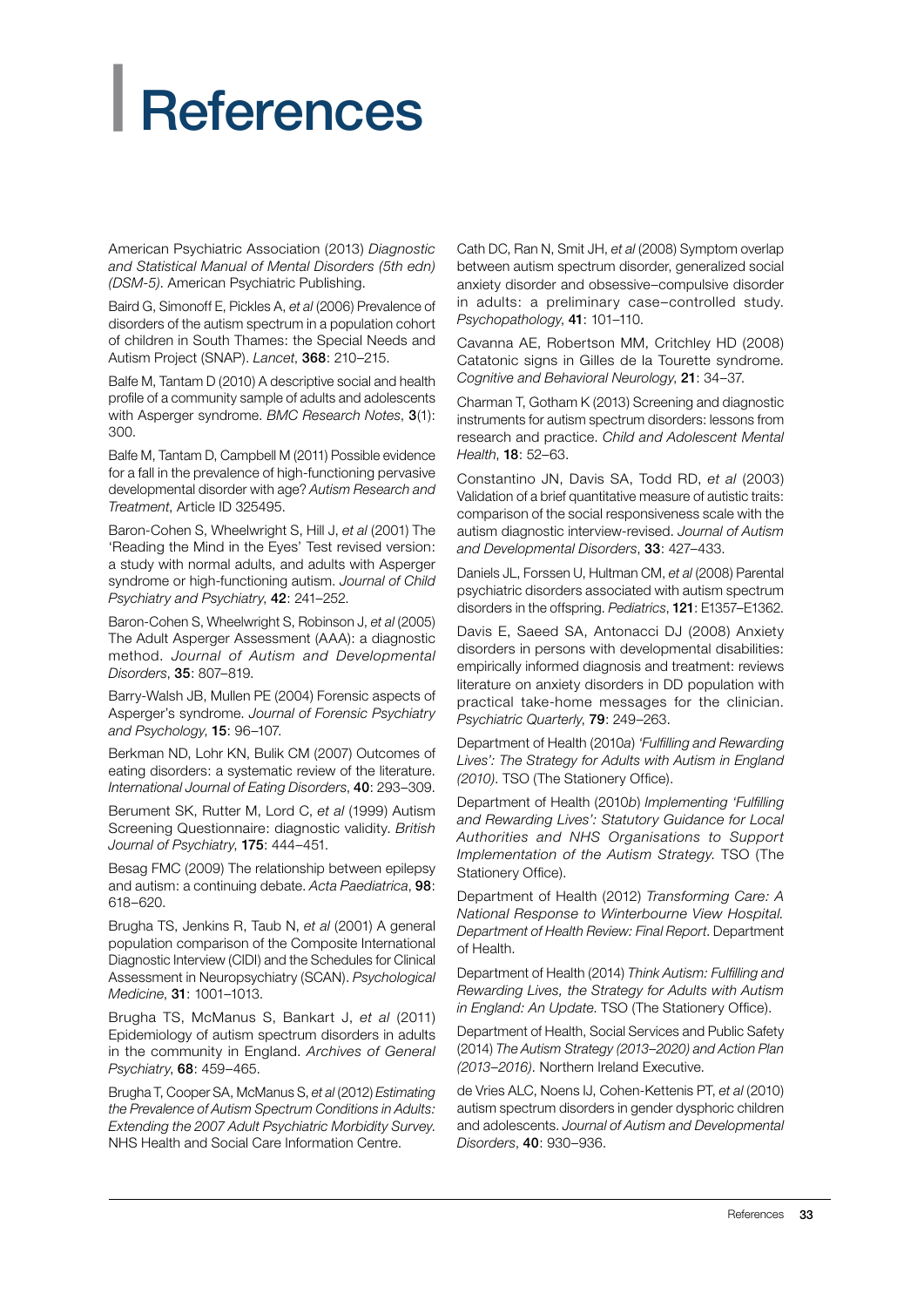# References

American Psychiatric Association (2013) *Diagnostic and Statistical Manual of Mental Disorders (5th edn) (DSM-5)*. American Psychiatric Publishing.

Baird G, Simonoff E, Pickles A, *et al* (2006) Prevalence of disorders of the autism spectrum in a population cohort of children in South Thames: the Special Needs and Autism Project (SNAP). *Lancet*, **368**: 210–215.

Balfe M, Tantam D (2010) A descriptive social and health profile of a community sample of adults and adolescents with Asperger syndrome. *BMC Research Notes*, **3**(1): 300.

Balfe M, Tantam D, Campbell M (2011) Possible evidence for a fall in the prevalence of high-functioning pervasive developmental disorder with age? *Autism Research and Treatment*, Article ID 325495.

Baron-Cohen S, Wheelwright S, Hill J, *et al* (2001) The 'Reading the Mind in the Eyes' Test revised version: a study with normal adults, and adults with Asperger syndrome or high-functioning autism. *Journal of Child Psychiatry and Psychiatry*, **42**: 241–252.

Baron-Cohen S, Wheelwright S, Robinson J, *et al* (2005) The Adult Asperger Assessment (AAA): a diagnostic method. *Journal of Autism and Developmental Disorders*, **35**: 807–819.

Barry-Walsh JB, Mullen PE (2004) Forensic aspects of Asperger's syndrome. *Journal of Forensic Psychiatry and Psychology*, **15**: 96–107.

Berkman ND, Lohr KN, Bulik CM (2007) Outcomes of eating disorders: a systematic review of the literature. *International Journal of Eating Disorders*, **40**: 293–309.

Berument SK, Rutter M, Lord C, *et al* (1999) Autism Screening Questionnaire: diagnostic validity. *British Journal of Psychiatry*, **175**: 444–451.

Besag FMC (2009) The relationship between epilepsy and autism: a continuing debate. *Acta Paediatrica*, **98**: 618–620.

Brugha TS, Jenkins R, Taub N, *et al* (2001) A general population comparison of the Composite International Diagnostic Interview (CIDI) and the Schedules for Clinical Assessment in Neuropsychiatry (SCAN). *Psychological Medicine*, **31**: 1001–1013.

Brugha TS, McManus S, Bankart J, *et al* (2011) Epidemiology of autism spectrum disorders in adults in the community in England. *Archives of General Psychiatry*, **68**: 459–465.

Brugha T, Cooper SA, McManus S, *et al* (2012) *Estimating the Prevalence of Autism Spectrum Conditions in Adults: Extending the 2007 Adult Psychiatric Morbidity Survey*. NHS Health and Social Care Information Centre.

Cath DC, Ran N, Smit JH, *et al* (2008) Symptom overlap between autism spectrum disorder, generalized social anxiety disorder and obsessive–compulsive disorder in adults: a preliminary case–controlled study. *Psychopathology*, **41**: 101–110.

Cavanna AE, Robertson MM, Critchley HD (2008) Catatonic signs in Gilles de la Tourette syndrome. *Cognitive and Behavioral Neurology*, **21**: 34–37.

Charman T, Gotham K (2013) Screening and diagnostic instruments for autism spectrum disorders: lessons from research and practice. *Child and Adolescent Mental Health*, **18**: 52–63.

Constantino JN, Davis SA, Todd RD, *et al* (2003) Validation of a brief quantitative measure of autistic traits: comparison of the social responsiveness scale with the autism diagnostic interview-revised. *Journal of Autism and Developmental Disorders*, **33**: 427–433.

Daniels JL, Forssen U, Hultman CM, *et al* (2008) Parental psychiatric disorders associated with autism spectrum disorders in the offspring. *Pediatrics*, **121**: E1357–E1362.

Davis E, Saeed SA, Antonacci DJ (2008) Anxiety disorders in persons with developmental disabilities: empirically informed diagnosis and treatment: reviews literature on anxiety disorders in DD population with practical take-home messages for the clinician. *Psychiatric Quarterly*, **79**: 249–263.

Department of Health (2010*a*) *'Fulfilling and Rewarding Lives': The Strategy for Adults with Autism in England (2010)*. TSO (The Stationery Office).

Department of Health (2010*b*) *Implementing 'Fulfilling and Rewarding Lives': Statutory Guidance for Local Authorities and NHS Organisations to Support Implementation of the Autism Strategy*. TSO (The Stationery Office).

Department of Health (2012) *Transforming Care: A National Response to Winterbourne View Hospital. Department of Health Review: Final Report*. Department of Health.

Department of Health (2014) *Think Autism: Fulfilling and Rewarding Lives, the Strategy for Adults with Autism in England: An Update*. TSO (The Stationery Office).

Department of Health, Social Services and Public Safety (2014) *The Autism Strategy (2013–2020) and Action Plan (2013–2016)*. Northern Ireland Executive.

de Vries ALC, Noens IJ, Cohen-Kettenis PT, *et al* (2010) autism spectrum disorders in gender dysphoric children and adolescents. *Journal of Autism and Developmental Disorders*, **40**: 930–936.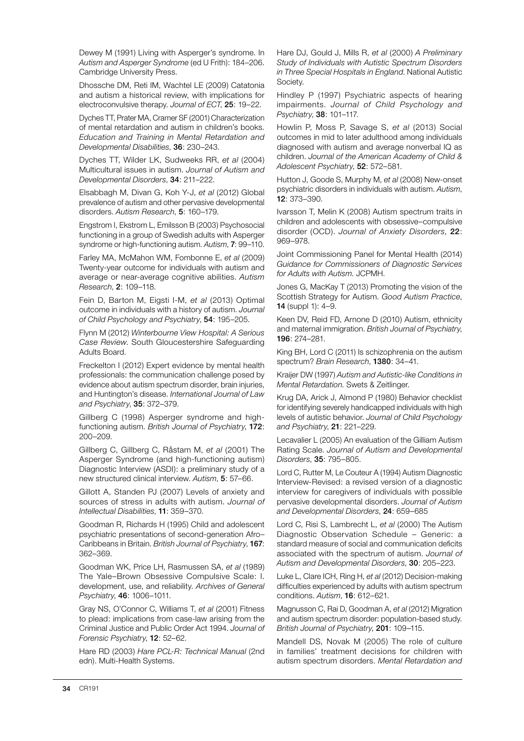Dewey M (1991) Living with Asperger's syndrome. In *Autism and Asperger Syndrome* (ed U Frith): 184–206. Cambridge University Press.

Dhossche DM, Reti IM, Wachtel LE (2009) Catatonia and autism a historical review, with implications for electroconvulsive therapy. *Journal of ECT*, **25**: 19–22.

Dyches TT, Prater MA, Cramer SF (2001) Characterization of mental retardation and autism in children's books. *Education and Training in Mental Retardation and Developmental Disabilities*, **36**: 230–243.

Dyches TT, Wilder LK, Sudweeks RR, *et al* (2004) Multicultural issues in autism. *Journal of Autism and Developmental Disorders*, **34**: 211–222.

Elsabbagh M, Divan G, Koh Y-J, *et al* (2012) Global prevalence of autism and other pervasive developmental disorders. *Autism Research*, **5**: 160–179.

Engstrom I, Ekstrom L, Emilsson B (2003) Psychosocial functioning in a group of Swedish adults with Asperger syndrome or high-functioning autism. *Autism*, **7**: 99–110.

Farley MA, McMahon WM, Fombonne E, *et al* (2009) Twenty-year outcome for individuals with autism and average or near-average cognitive abilities. *Autism Research*, **2**: 109–118.

Fein D, Barton M, Eigsti I-M, *et al* (2013) Optimal outcome in individuals with a history of autism. *Journal of Child Psychology and Psychiatry*, **54**: 195–205.

Flynn M (2012) *Winterbourne View Hospital: A Serious Case Review*. South Gloucestershire Safeguarding Adults Board.

Freckelton I (2012) Expert evidence by mental health professionals: the communication challenge posed by evidence about autism spectrum disorder, brain injuries, and Huntington's disease. *International Journal of Law and Psychiatry*, **35**: 372–379.

Gillberg C (1998) Asperger syndrome and high-functioning autism. *British Journal of Psychiatry*, **172**: 200–209.

Gillberg C, Gillberg C, Råstam M, *et al* (2001) The Asperger Syndrome (and high-functioning autism) Diagnostic Interview (ASDI): a preliminary study of a new structured clinical interview. *Autism*, **5**: 57–66.

Gillott A, Standen PJ (2007) Levels of anxiety and sources of stress in adults with autism. *Journal of Intellectual Disabilities*, **11**: 359–370.

Goodman R, Richards H (1995) Child and adolescent psychiatric presentations of second-generation Afro–Caribbeans in Britain. *British Journal of Psychiatry*, **167**: 362–369.

Goodman WK, Price LH, Rasmussen SA, *et al* (1989) The Yale–Brown Obsessive Compulsive Scale: I. development, use, and reliability. *Archives of General Psychiatry*, **46**: 1006–1011.

Gray NS, O'Connor C, Williams T, *et al* (2001) Fitness to plead: implications from case-law arising from the Criminal Justice and Public Order Act 1994. *Journal of Forensic Psychiatry*, **12**: 52–62.

Hare RD (2003) *Hare PCL-R: Technical Manual* (2nd edn). Multi-Health Systems.

Hare DJ, Gould J, Mills R, *et al* (2000) *A Preliminary Study of Individuals with Autistic Spectrum Disorders in Three Special Hospitals in England*. National Autistic Society.

Hindley P (1997) Psychiatric aspects of hearing impairments. *Journal of Child Psychology and Psychiatry*, **38**: 101–117.

Howlin P, Moss P, Savage S, *et al* (2013) Social outcomes in mid to later adulthood among individuals diagnosed with autism and average nonverbal IQ as children. *Journal of the American Academy of Child & Adolescent Psychiatry*, **52**: 572–581.

Hutton J, Goode S, Murphy M, *et al* (2008) New-onset psychiatric disorders in individuals with autism. *Autism*, **12**: 373–390.

Ivarsson T, Melin K (2008) Autism spectrum traits in children and adolescents with obsessive–compulsive disorder (OCD). *Journal of Anxiety Disorders*, **22**: 969–978.

Joint Commissioning Panel for Mental Health (2014) *Guidance for Commissioners of Diagnostic Services for Adults with Autism*. JCPMH.

Jones G, MacKay T (2013) Promoting the vision of the Scottish Strategy for Autism. *Good Autism Practice*, **14** (suppl 1): 4–9.

Keen DV, Reid FD, Arnone D (2010) Autism, ethnicity and maternal immigration. *British Journal of Psychiatry*, **196**: 274–281.

King BH, Lord C (2011) Is schizophrenia on the autism spectrum? *Brain Research*, **1380**: 34–41.

Kraijer DW (1997) *Autism and Autistic-like Conditions in Mental Retardation*. Swets & Zeitlinger.

Krug DA, Arick J, Almond P (1980) Behavior checklist for identifying severely handicapped individuals with high levels of autistic behavior. *Journal of Child Psychology and Psychiatry*, **21**: 221–229.

Lecavalier L (2005) An evaluation of the Gilliam Autism Rating Scale. *Journal of Autism and Developmental Disorders*, **35**: 795–805.

Lord C, Rutter M, Le Couteur A (1994) Autism Diagnostic Interview-Revised: a revised version of a diagnostic interview for caregivers of individuals with possible pervasive developmental disorders. *Journal of Autism and Developmental Disorders*, **24**: 659–685

Lord C, Risi S, Lambrecht L, *et al* (2000) The Autism Diagnostic Observation Schedule – Generic: a standard measure of social and communication deficits associated with the spectrum of autism. *Journal of Autism and Developmental Disorders*, **30**: 205–223.

Luke L, Clare ICH, Ring H, *et al* (2012) Decision-making difficulties experienced by adults with autism spectrum conditions. *Autism*, **16**: 612–621.

Magnusson C, Rai D, Goodman A, *et al* (2012) Migration and autism spectrum disorder: population-based study. *British Journal of Psychiatry*, **201**: 109–115.

Mandell DS, Novak M (2005) The role of culture in families' treatment decisions for children with autism spectrum disorders. *Mental Retardation and*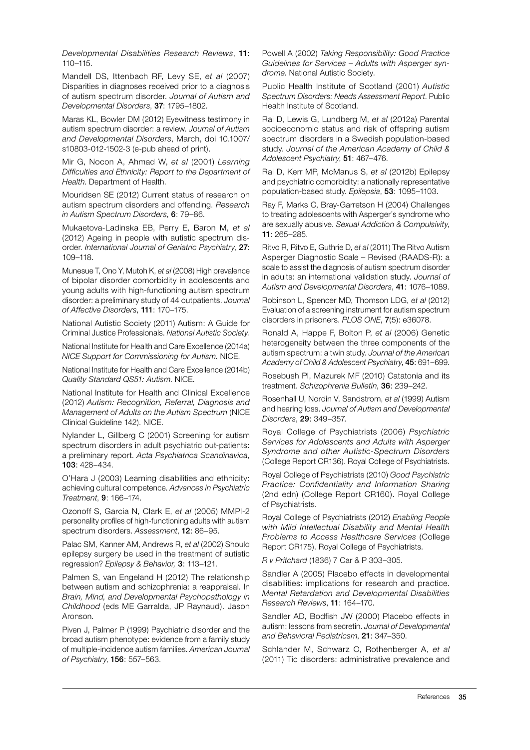*Developmental Disabilities Research Reviews*, **11**: 110–115.

Mandell DS, Ittenbach RF, Levy SE, *et al* (2007) Disparities in diagnoses received prior to a diagnosis of autism spectrum disorder. *Journal of Autism and Developmental Disorders*, **37**: 1795–1802.

Maras KL, Bowler DM (2012) Eyewitness testimony in autism spectrum disorder: a review. *Journal of Autism and Developmental Disorders*, March, doi 10.1007/s10803-012-1502-3 (e-pub ahead of print).

Mir G, Nocon A, Ahmad W, *et al* (2001) *Learning Difficulties and Ethnicity: Report to the Department of Health*. Department of Health.

Mouridsen SE (2012) Current status of research on autism spectrum disorders and offending. *Research in Autism Spectrum Disorders*, **6**: 79–86.

Mukaetova-Ladinska EB, Perry E, Baron M, *et al* (2012) Ageing in people with autistic spectrum disorder. *International Journal of Geriatric Psychiatry*, **27**: 109–118.

Munesue T, Ono Y, Mutoh K, *et al* (2008) High prevalence of bipolar disorder comorbidity in adolescents and young adults with high-functioning autism spectrum disorder: a preliminary study of 44 outpatients. *Journal of Affective Disorders*, **111**: 170–175.

National Autistic Society (2011) Autism: A Guide for Criminal Justice Professionals. *National Autistic Society.*

National Institute for Health and Care Excellence (2014a) *NICE Support for Commissioning for Autism*. NICE.

National Institute for Health and Care Excellence (2014b) *Quality Standard QS51: Autism*. NICE.

National Institute for Health and Clinical Excellence (2012) *Autism: Recognition, Referral, Diagnosis and Management of Adults on the Autism Spectrum* (NICE Clinical Guideline 142). NICE.

Nylander L, Gillberg C (2001) Screening for autism spectrum disorders in adult psychiatric out-patients: a preliminary report. *Acta Psychiatrica Scandinavica*, **103**: 428–434.

O'Hara J (2003) Learning disabilities and ethnicity: achieving cultural competence. *Advances in Psychiatric Treatment*, **9**: 166–174.

Ozonoff S, Garcia N, Clark E, *et al* (2005) MMPI-2 personality profiles of high-functioning adults with autism spectrum disorders. *Assessment*, **12**: 86–95.

Palac SM, Kanner AM, Andrews R, *et al* (2002) Should epilepsy surgery be used in the treatment of autistic regression? *Epilepsy & Behavior,* **3**: 113–121.

Palmen S, van Engeland H (2012) The relationship between autism and schizophrenia: a reappraisal. In *Brain, Mind, and Developmental Psychopathology in Childhood* (eds ME Garralda, JP Raynaud). Jason Aronson.

Piven J, Palmer P (1999) Psychiatric disorder and the broad autism phenotype: evidence from a family study of multiple-incidence autism families. *American Journal of Psychiatry*, **156**: 557–563.

Powell A (2002) *Taking Responsibility: Good Practice Guidelines for Services – Adults with Asperger syndrome.* National Autistic Society.

Public Health Institute of Scotland (2001) *Autistic Spectrum Disorders: Needs Assessment Report*. Public Health Institute of Scotland.

Rai D, Lewis G, Lundberg M, *et al* (2012a) Parental socioeconomic status and risk of offspring autism spectrum disorders in a Swedish population-based study. *Journal of the American Academy of Child & Adolescent Psychiatry*, **51**: 467–476.

Rai D, Kerr MP, McManus S, *et al* (2012b) Epilepsy and psychiatric comorbidity: a nationally representative population-based study. *Epilepsia*, **53**: 1095–1103.

Ray F, Marks C, Bray-Garretson H (2004) Challenges to treating adolescents with Asperger's syndrome who are sexually abusive. *Sexual Addiction & Compulsivity*, **11**: 265–285.

Ritvo R, Ritvo E, Guthrie D, *et al* (2011) The Ritvo Autism Asperger Diagnostic Scale – Revised (RAADS-R): a scale to assist the diagnosis of autism spectrum disorder in adults: an international validation study. *Journal of Autism and Developmental Disorders*, **41**: 1076–1089.

Robinson L, Spencer MD, Thomson LDG, *et al* (2012) Evaluation of a screening instrument for autism spectrum disorders in prisoners. *PLOS ONE*, **7**(5): e36078.

Ronald A, Happe F, Bolton P, *et al* (2006) Genetic heterogeneity between the three components of the autism spectrum: a twin study. *Journal of the American Academy of Child & Adolescent Psychiatry*, **45**: 691–699.

Rosebush PI, Mazurek MF (2010) Catatonia and its treatment. *Schizophrenia Bulletin*, **36**: 239–242.

Rosenhall U, Nordin V, Sandstrom, *et al* (1999) Autism and hearing loss. *Journal of Autism and Developmental Disorders*, **29**: 349–357.

Royal College of Psychiatrists (2006) *Psychiatric Services for Adolescents and Adults with Asperger Syndrome and other Autistic-Spectrum Disorders* (College Report CR136). Royal College of Psychiatrists.

Royal College of Psychiatrists (2010) *Good Psychiatric Practice: Confidentiality and Information Sharing* (2nd edn) (College Report CR160). Royal College of Psychiatrists.

Royal College of Psychiatrists (2012) *Enabling People with Mild Intellectual Disability and Mental Health Problems to Access Healthcare Services* (College Report CR175). Royal College of Psychiatrists.

*R v Pritchard* (1836) 7 Car & P 303–305.

Sandler A (2005) Placebo effects in developmental disabilities: implications for research and practice. *Mental Retardation and Developmental Disabilities Research Reviews*, **11**: 164–170.

Sandler AD, Bodfish JW (2000) Placebo effects in autism: lessons from secretin. *Journal of Developmental and Behavioral Pediatricsm*, **21**: 347–350.

Schlander M, Schwarz O, Rothenberger A, *et al* (2011) Tic disorders: administrative prevalence and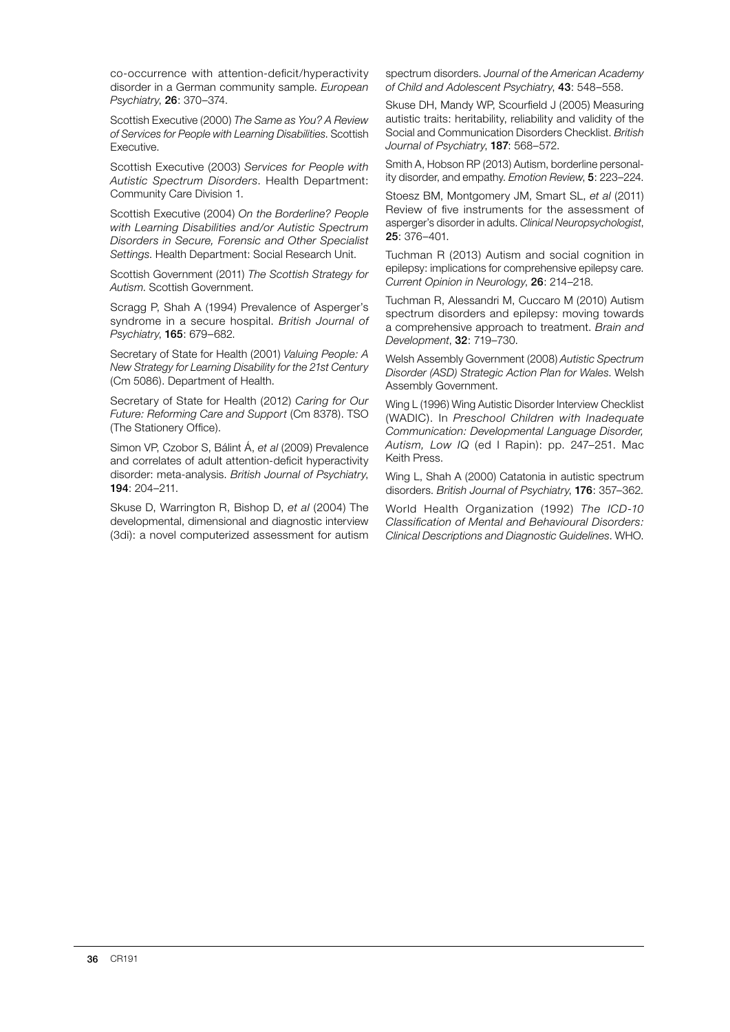co-occurrence with attention-deficit/hyperactivity disorder in a German community sample. *European Psychiatry*, **26**: 370–374.

Scottish Executive (2000) *The Same as You? A Review of Services for People with Learning Disabilities*. Scottish Executive.

Scottish Executive (2003) *Services for People with Autistic Spectrum Disorders*. Health Department: Community Care Division 1.

Scottish Executive (2004) *On the Borderline? People with Learning Disabilities and/or Autistic Spectrum Disorders in Secure, Forensic and Other Specialist Settings*. Health Department: Social Research Unit.

Scottish Government (2011) *The Scottish Strategy for Autism*. Scottish Government.

Scragg P, Shah A (1994) Prevalence of Asperger's syndrome in a secure hospital. *British Journal of Psychiatry*, **165**: 679–682.

Secretary of State for Health (2001) *Valuing People: A New Strategy for Learning Disability for the 21st Century* (Cm 5086). Department of Health.

Secretary of State for Health (2012) *Caring for Our Future: Reforming Care and Support* (Cm 8378). TSO (The Stationery Office).

Simon VP, Czobor S, Bálint Á, *et al* (2009) Prevalence and correlates of adult attention-deficit hyperactivity disorder: meta-analysis. *British Journal of Psychiatry*, **194**: 204–211.

Skuse D, Warrington R, Bishop D, *et al* (2004) The developmental, dimensional and diagnostic interview (3di): a novel computerized assessment for autism spectrum disorders. *Journal of the American Academy of Child and Adolescent Psychiatry*, **43**: 548–558.

Skuse DH, Mandy WP, Scourfield J (2005) Measuring autistic traits: heritability, reliability and validity of the Social and Communication Disorders Checklist. *British Journal of Psychiatry*, **187**: 568–572.

Smith A, Hobson RP (2013) Autism, borderline personality disorder, and empathy. *Emotion Review*, **5**: 223–224.

Stoesz BM, Montgomery JM, Smart SL, *et al* (2011) Review of five instruments for the assessment of asperger's disorder in adults. *Clinical Neuropsychologist*, **25**: 376–401.

Tuchman R (2013) Autism and social cognition in epilepsy: implications for comprehensive epilepsy care. *Current Opinion in Neurology*, **26**: 214–218.

Tuchman R, Alessandri M, Cuccaro M (2010) Autism spectrum disorders and epilepsy: moving towards a comprehensive approach to treatment. *Brain and Development*, **32**: 719–730.

Welsh Assembly Government (2008) *Autistic Spectrum Disorder (ASD) Strategic Action Plan for Wales*. Welsh Assembly Government.

Wing L (1996) Wing Autistic Disorder Interview Checklist (WADIC). In *Preschool Children with Inadequate Communication: Developmental Language Disorder, Autism, Low IQ* (ed I Rapin): pp. 247–251. Mac Keith Press.

Wing L, Shah A (2000) Catatonia in autistic spectrum disorders. *British Journal of Psychiatry*, **176**: 357–362.

World Health Organization (1992) *The ICD-10 Classification of Mental and Behavioural Disorders: Clinical Descriptions and Diagnostic Guidelines*. WHO.